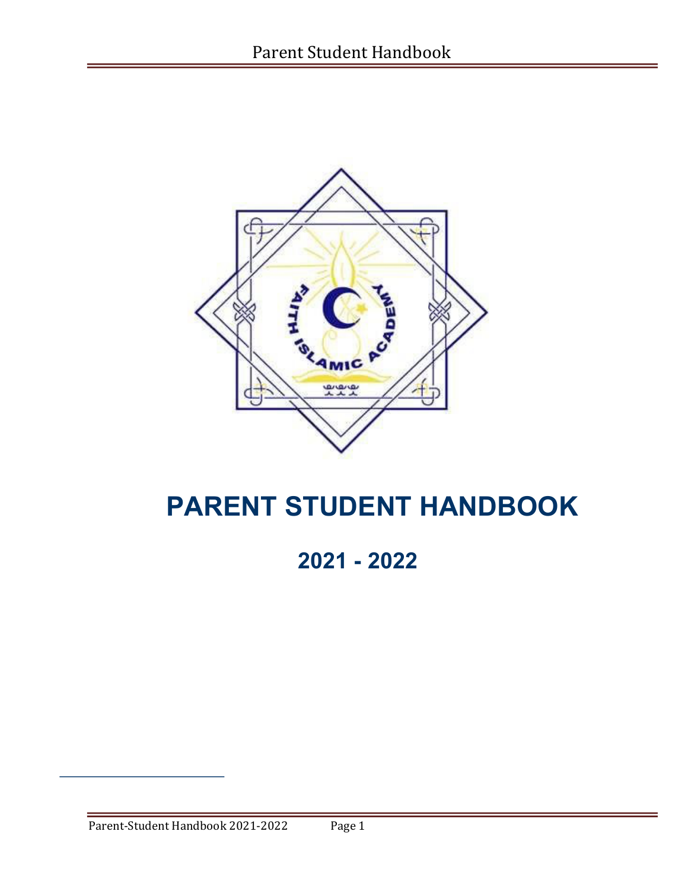# PARENT STUDENT HANDBOOK

## 2021 - 2022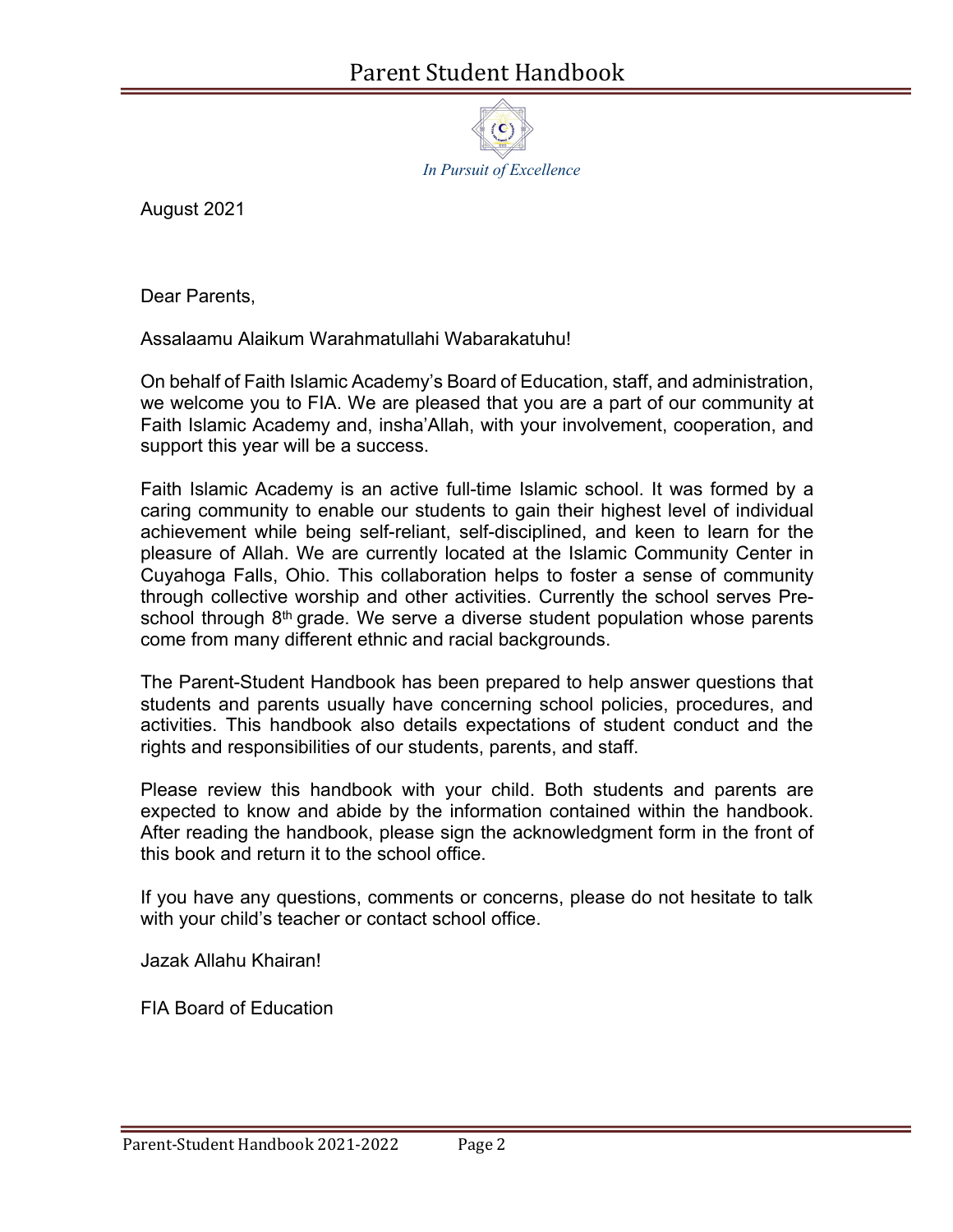*In Pursuit of Excellence*

August 2021

Dear Parents,

Assalaamu Alaikum Warahmatullahi Wabarakatuhu!

On behalf of Faith Islamic Academy's Board of Education, staff, and administration, we welcome you to FIA. We are pleased that you are a part of our community at Faith Islamic Academy and, insha'Allah, with your involvement, cooperation, and support this year will be a success.

Faith Islamic Academy is an active full-time Islamic school. It was formed by a caring community to enable our students to gain their highest level of individual achievement while being self-reliant, self-disciplined, and keen to learn for the pleasure of Allah. We are currently located at the Islamic Community Center in Cuyahoga Falls, Ohio. This collaboration helps to foster a sense of community through collective worship and other activities. Currently the school serves Pre-school through 8th grade. We serve a diverse student population whose parents come from many different ethnic and racial backgrounds.

The Parent-Student Handbook has been prepared to help answer questions that students and parents usually have concerning school policies, procedures, and activities. This handbook also details expectations of student conduct and the rights and responsibilities of our students, parents, and staff.

Please review this handbook with your child. Both students and parents are expected to know and abide by the information contained within the handbook. After reading the handbook, please sign the acknowledgment form in the front of this book and return it to the school office.

If you have any questions, comments or concerns, please do not hesitate to talk with your child's teacher or contact school office.

Jazak Allahu Khairan!

FIA Board of Education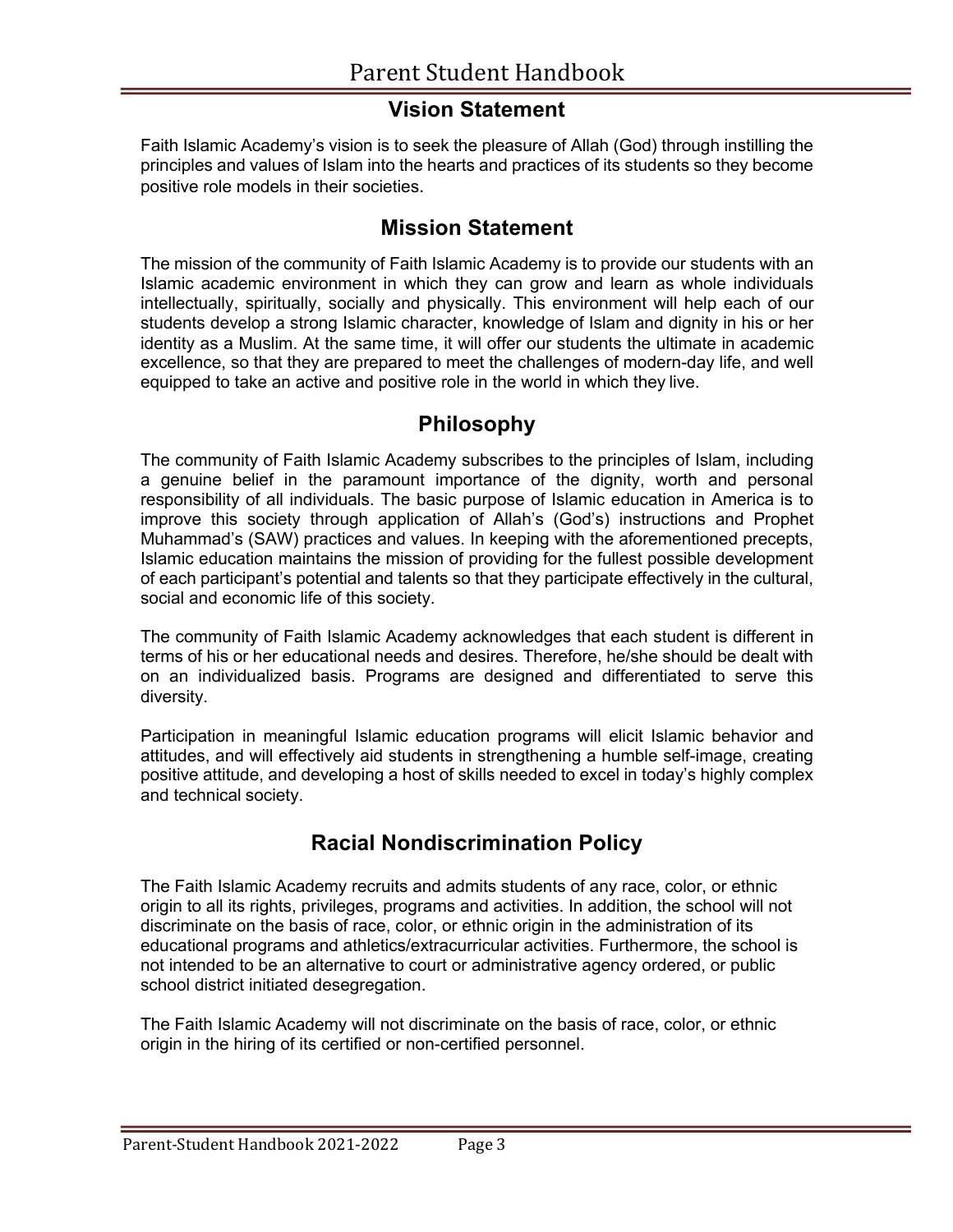## Vision Statement

Faith Islamic Academy's vision is to seek the pleasure of Allah (God) through instilling the principles and values of Islam into the hearts and practices of its students so they become positive role models in their societies.

## Mission Statement

The mission of the community of Faith Islamic Academy is to provide our students with an Islamic academic environment in which they can grow and learn as whole individuals intellectually, spiritually, socially and physically. This environment will help each of our students develop a strong Islamic character, knowledge of Islam and dignity in his or her identity as a Muslim. At the same time, it will offer our students the ultimate in academic excellence, so that they are prepared to meet the challenges of modern-day life, and well equipped to take an active and positive role in the world in which they live.

## Philosophy

The community of Faith Islamic Academy subscribes to the principles of Islam, including a genuine belief in the paramount importance of the dignity, worth and personal responsibility of all individuals. The basic purpose of Islamic education in America is to improve this society through application of Allah's (God's) instructions and Prophet Muhammad's (SAW) practices and values. In keeping with the aforementioned precepts, Islamic education maintains the mission of providing for the fullest possible development of each participant's potential and talents so that they participate effectively in the cultural, social and economic life of this society.

The community of Faith Islamic Academy acknowledges that each student is different in terms of his or her educational needs and desires. Therefore, he/she should be dealt with on an individualized basis. Programs are designed and differentiated to serve this diversity.

Participation in meaningful Islamic education programs will elicit Islamic behavior and attitudes, and will effectively aid students in strengthening a humble self-image, creating positive attitude, and developing a host of skills needed to excel in today's highly complex and technical society.

## Racial Nondiscrimination Policy

The Faith Islamic Academy recruits and admits students of any race, color, or ethnic origin to all its rights, privileges, programs and activities. In addition, the school will not discriminate on the basis of race, color, or ethnic origin in the administration of its educational programs and athletics/extracurricular activities. Furthermore, the school is not intended to be an alternative to court or administrative agency ordered, or public school district initiated desegregation.

The Faith Islamic Academy will not discriminate on the basis of race, color, or ethnic origin in the hiring of its certified or non-certified personnel.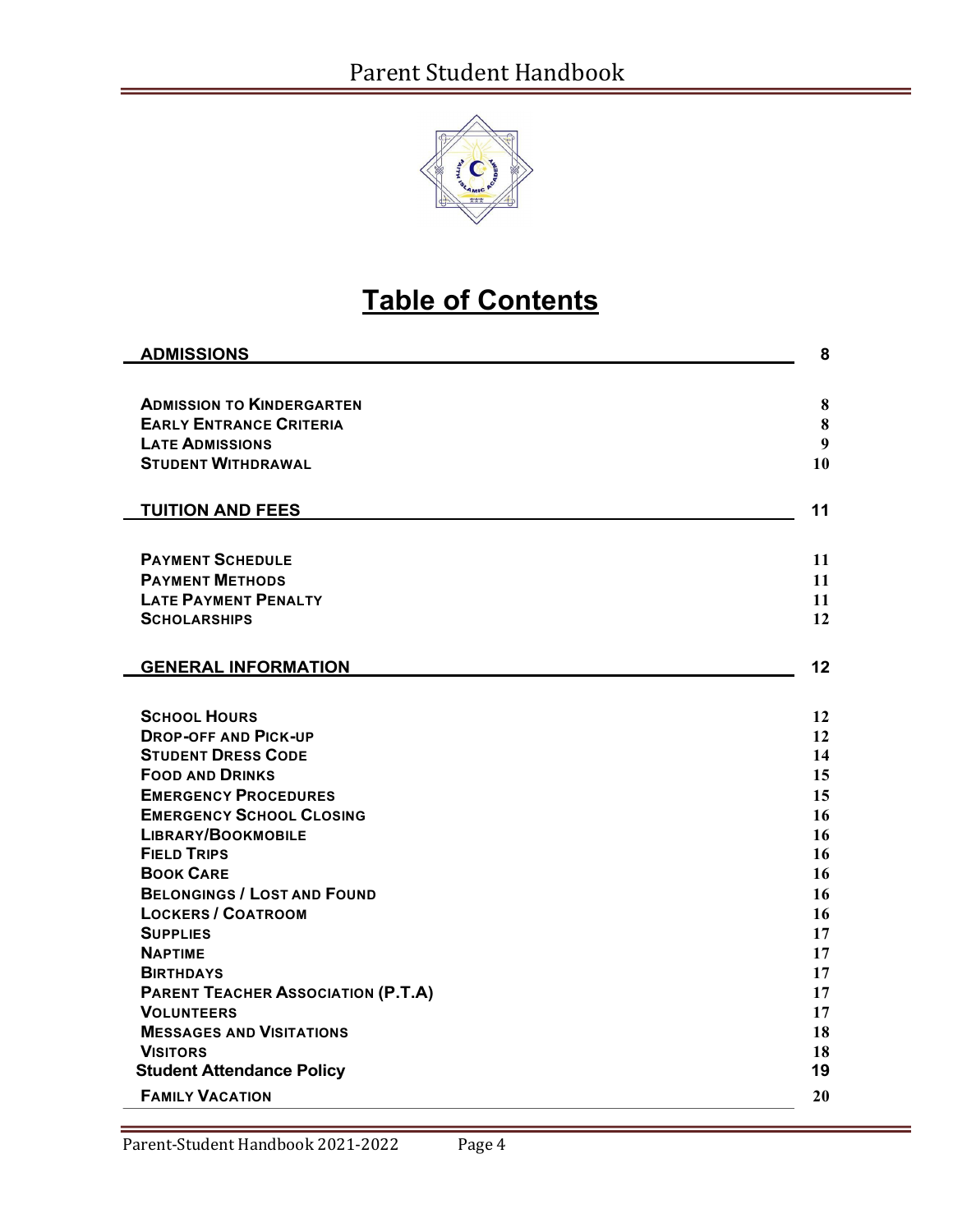# Table of Contents

| | |
|---|---|
| **ADMISSIONS** | **8** |
| ADMISSION TO KINDERGARTEN | 8 |
| EARLY ENTRANCE CRITERIA | 8 |
| LATE ADMISSIONS | 9 |
| STUDENT WITHDRAWAL | 10 |
| **TUITION AND FEES** | **11** |
| PAYMENT SCHEDULE | 11 |
| PAYMENT METHODS | 11 |
| LATE PAYMENT PENALTY | 11 |
| SCHOLARSHIPS | 12 |
| **GENERAL INFORMATION** | **12** |
| SCHOOL HOURS | 12 |
| DROP-OFF AND PICK-UP | 12 |
| STUDENT DRESS CODE | 14 |
| FOOD AND DRINKS | 15 |
| EMERGENCY PROCEDURES | 15 |
| EMERGENCY SCHOOL CLOSING | 16 |
| LIBRARY/BOOKMOBILE | 16 |
| FIELD TRIPS | 16 |
| BOOK CARE | 16 |
| BELONGINGS / LOST AND FOUND | 16 |
| LOCKERS / COATROOM | 16 |
| SUPPLIES | 17 |
| NAPTIME | 17 |
| BIRTHDAYS | 17 |
| PARENT TEACHER ASSOCIATION (P.T.A) | 17 |
| VOLUNTEERS | 17 |
| MESSAGES AND VISITATIONS | 18 |
| VISITORS | 18 |
| **Student Attendance Policy** | **19** |
| FAMILY VACATION | 20 |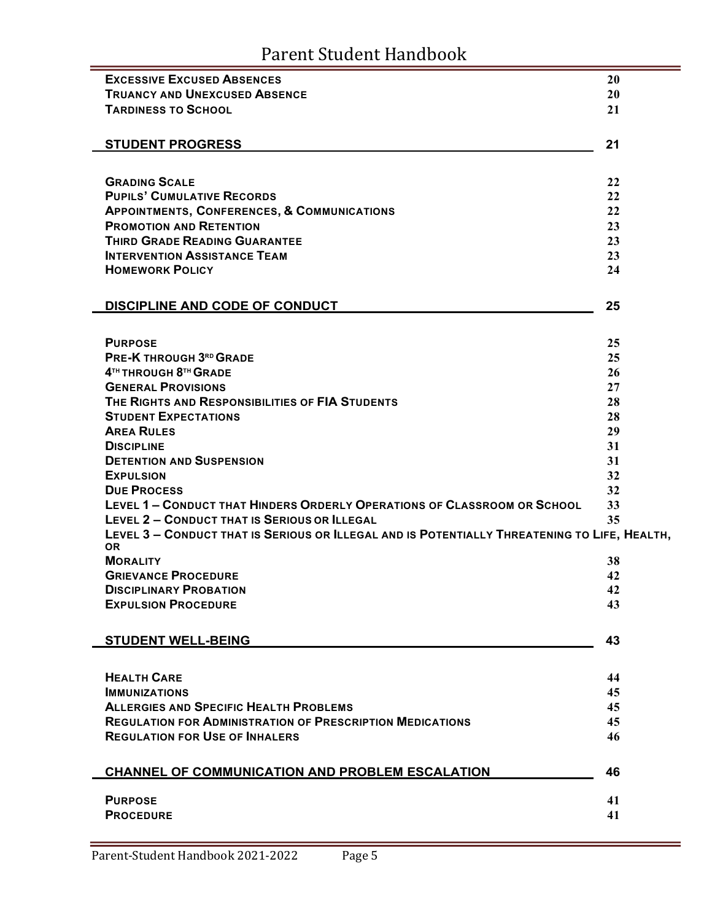| | |
|---|---|
| **EXCESSIVE EXCUSED ABSENCES** | 20 |
| **TRUANCY AND UNEXCUSED ABSENCE** | 20 |
| **TARDINESS TO SCHOOL** | 21 |

| | |
|---|---|
| **STUDENT PROGRESS** | **21** |
| **GRADING SCALE** | 22 |
| **PUPILS' CUMULATIVE RECORDS** | 22 |
| **APPOINTMENTS, CONFERENCES, & COMMUNICATIONS** | 22 |
| **PROMOTION AND RETENTION** | 23 |
| **THIRD GRADE READING GUARANTEE** | 23 |
| **INTERVENTION ASSISTANCE TEAM** | 23 |
| **HOMEWORK POLICY** | 24 |

| | |
|---|---|
| **DISCIPLINE AND CODE OF CONDUCT** | **25** |
| **PURPOSE** | 25 |
| **PRE-K THROUGH 3RD GRADE** | 25 |
| **4TH THROUGH 8TH GRADE** | 26 |
| **GENERAL PROVISIONS** | 27 |
| **THE RIGHTS AND RESPONSIBILITIES OF FIA STUDENTS** | 28 |
| **STUDENT EXPECTATIONS** | 28 |
| **AREA RULES** | 29 |
| **DISCIPLINE** | 31 |
| **DETENTION AND SUSPENSION** | 31 |
| **EXPULSION** | 32 |
| **DUE PROCESS** | 32 |
| **LEVEL 1 – CONDUCT THAT HINDERS ORDERLY OPERATIONS OF CLASSROOM OR SCHOOL** | 33 |
| **LEVEL 2 – CONDUCT THAT IS SERIOUS OR ILLEGAL** | 35 |
| **LEVEL 3 – CONDUCT THAT IS SERIOUS OR ILLEGAL AND IS POTENTIALLY THREATENING TO LIFE, HEALTH, OR** | |
| **MORALITY** | 38 |
| **GRIEVANCE PROCEDURE** | 42 |
| **DISCIPLINARY PROBATION** | 42 |
| **EXPULSION PROCEDURE** | 43 |

| | |
|---|---|
| **STUDENT WELL-BEING** | **43** |
| **HEALTH CARE** | 44 |
| **IMMUNIZATIONS** | 45 |
| **ALLERGIES AND SPECIFIC HEALTH PROBLEMS** | 45 |
| **REGULATION FOR ADMINISTRATION OF PRESCRIPTION MEDICATIONS** | 45 |
| **REGULATION FOR USE OF INHALERS** | 46 |

| | |
|---|---|
| **CHANNEL OF COMMUNICATION AND PROBLEM ESCALATION** | **46** |
| **PURPOSE** | 41 |
| **PROCEDURE** | 41 |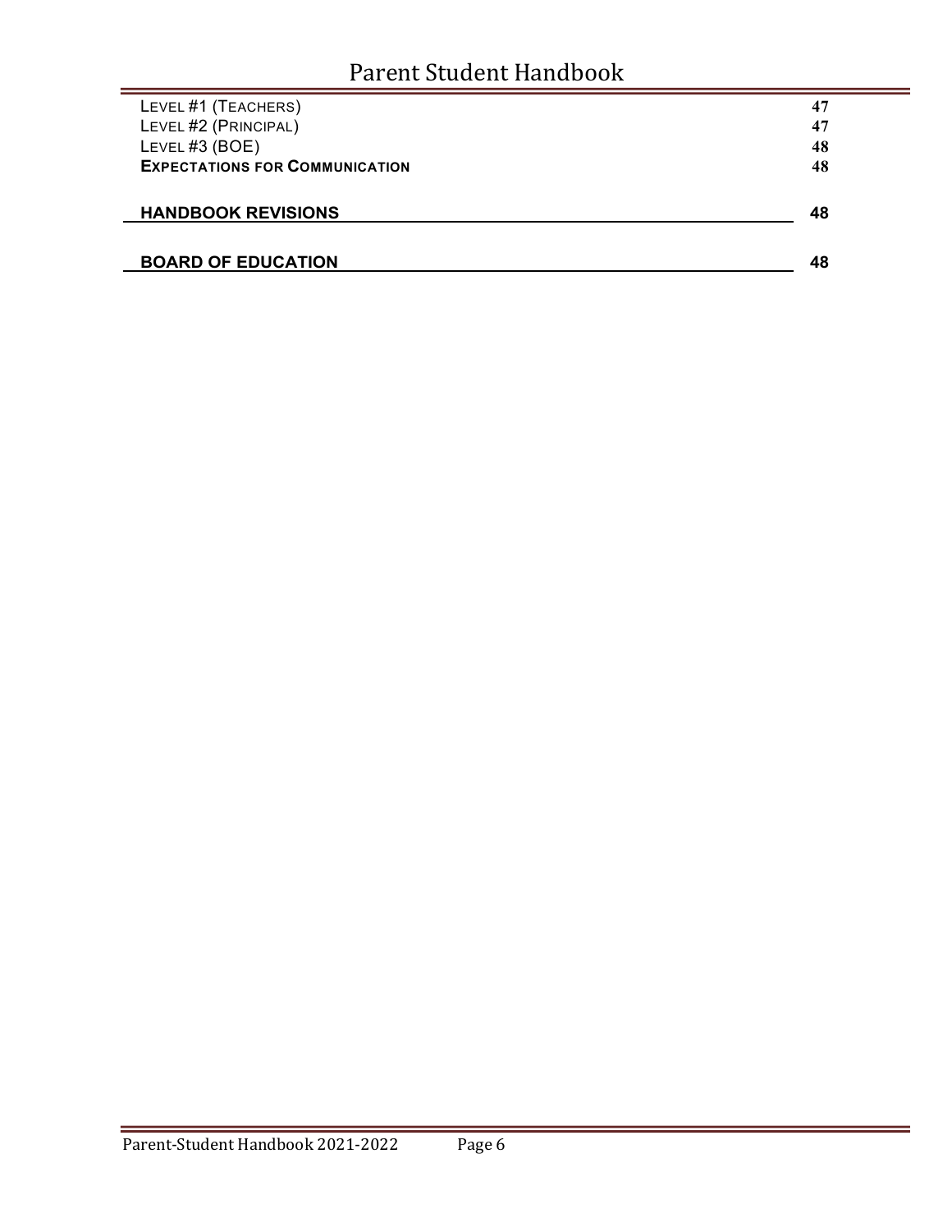| | |
|---|---|
| LEVEL #1 (TEACHERS) | 47 |
| LEVEL #2 (PRINCIPAL) | 47 |
| LEVEL #3 (BOE) | 48 |
| **EXPECTATIONS FOR COMMUNICATION** | 48 |
| **HANDBOOK REVISIONS** | **48** |
| **BOARD OF EDUCATION** | **48** |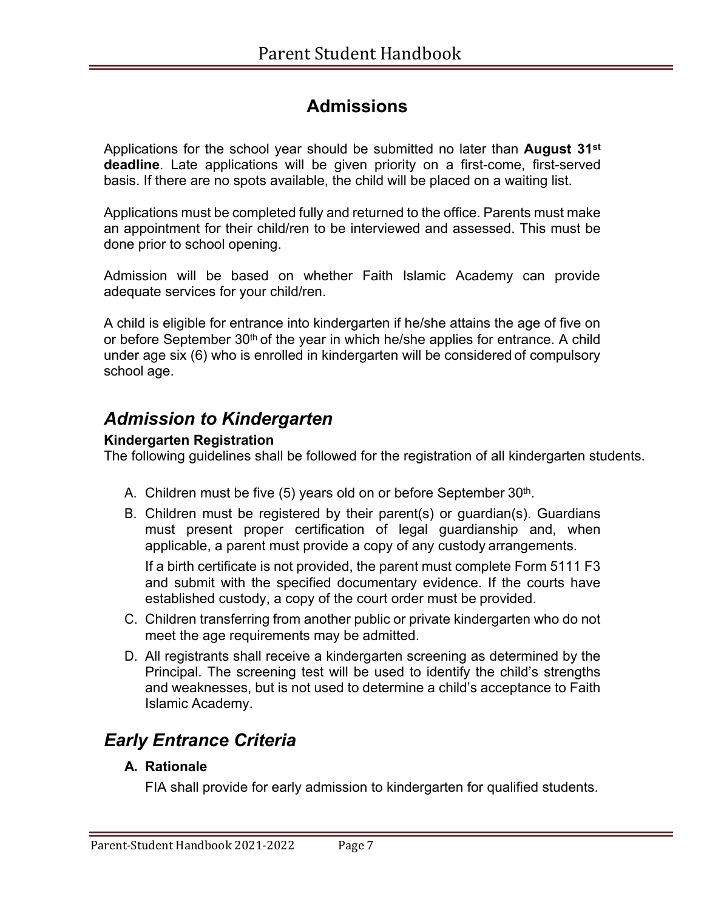# Admissions

Applications for the school year should be submitted no later than **August 31st deadline**. Late applications will be given priority on a first-come, first-served basis. If there are no spots available, the child will be placed on a waiting list.

Applications must be completed fully and returned to the office. Parents must make an appointment for their child/ren to be interviewed and assessed. This must be done prior to school opening.

Admission will be based on whether Faith Islamic Academy can provide adequate services for your child/ren.

A child is eligible for entrance into kindergarten if he/she attains the age of five on or before September 30th of the year in which he/she applies for entrance. A child under age six (6) who is enrolled in kindergarten will be considered of compulsory school age.

## *Admission to Kindergarten*

**Kindergarten Registration**

The following guidelines shall be followed for the registration of all kindergarten students.

A. Children must be five (5) years old on or before September 30th.

B. Children must be registered by their parent(s) or guardian(s). Guardians must present proper certification of legal guardianship and, when applicable, a parent must provide a copy of any custody arrangements.

   If a birth certificate is not provided, the parent must complete Form 5111 F3 and submit with the specified documentary evidence. If the courts have established custody, a copy of the court order must be provided.

C. Children transferring from another public or private kindergarten who do not meet the age requirements may be admitted.

D. All registrants shall receive a kindergarten screening as determined by the Principal. The screening test will be used to identify the child's strengths and weaknesses, but is not used to determine a child's acceptance to Faith Islamic Academy.

## *Early Entrance Criteria*

**A. Rationale**

FIA shall provide for early admission to kindergarten for qualified students.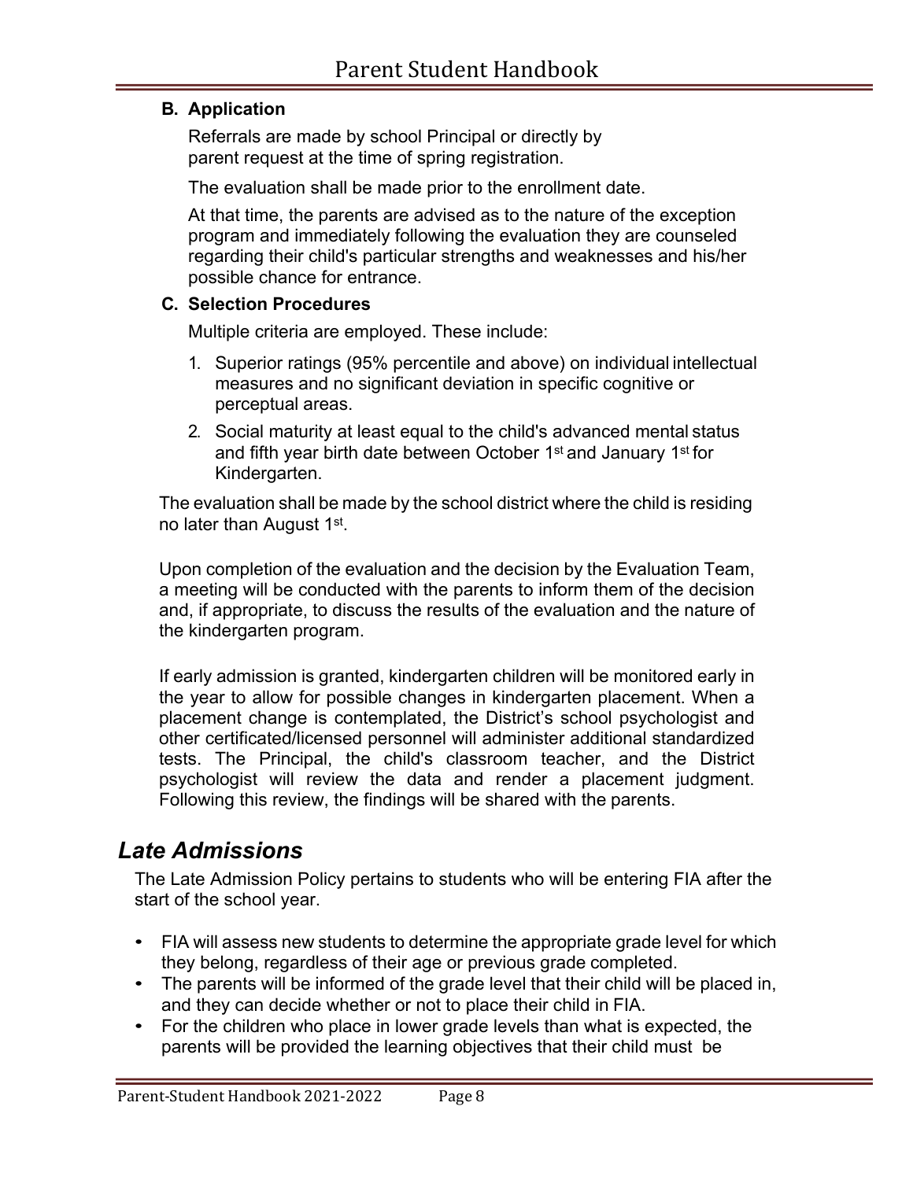### B. Application

Referrals are made by school Principal or directly by parent request at the time of spring registration.

The evaluation shall be made prior to the enrollment date.

At that time, the parents are advised as to the nature of the exception program and immediately following the evaluation they are counseled regarding their child's particular strengths and weaknesses and his/her possible chance for entrance.

### C. Selection Procedures

Multiple criteria are employed. These include:

1. Superior ratings (95% percentile and above) on individual intellectual measures and no significant deviation in specific cognitive or perceptual areas.
2. Social maturity at least equal to the child's advanced mental status and fifth year birth date between October 1st and January 1st for Kindergarten.

The evaluation shall be made by the school district where the child is residing no later than August 1st.

Upon completion of the evaluation and the decision by the Evaluation Team, a meeting will be conducted with the parents to inform them of the decision and, if appropriate, to discuss the results of the evaluation and the nature of the kindergarten program.

If early admission is granted, kindergarten children will be monitored early in the year to allow for possible changes in kindergarten placement. When a placement change is contemplated, the District's school psychologist and other certificated/licensed personnel will administer additional standardized tests. The Principal, the child's classroom teacher, and the District psychologist will review the data and render a placement judgment. Following this review, the findings will be shared with the parents.

## *Late Admissions*

The Late Admission Policy pertains to students who will be entering FIA after the start of the school year.

- FIA will assess new students to determine the appropriate grade level for which they belong, regardless of their age or previous grade completed.
- The parents will be informed of the grade level that their child will be placed in, and they can decide whether or not to place their child in FIA.
- For the children who place in lower grade levels than what is expected, the parents will be provided the learning objectives that their child must be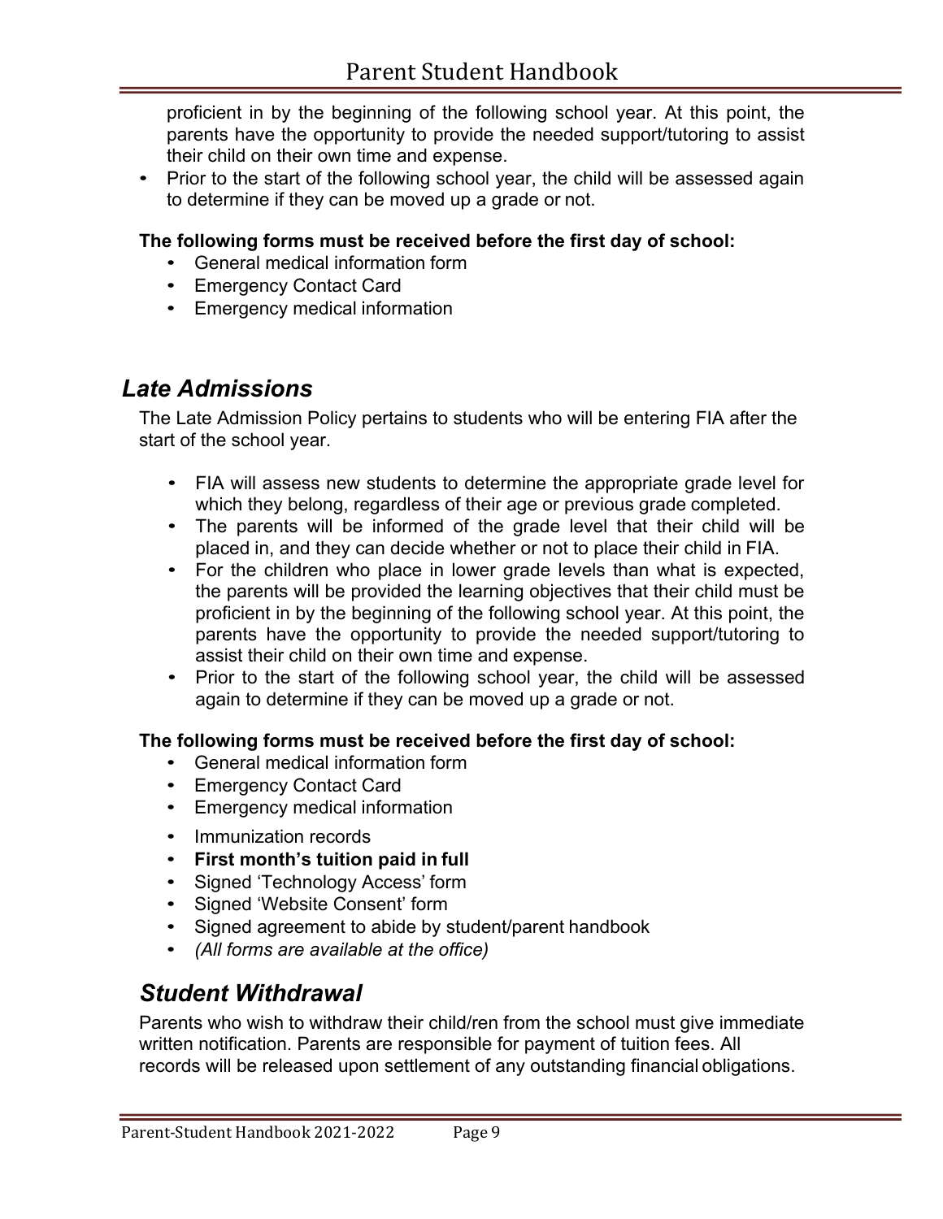proficient in by the beginning of the following school year. At this point, the parents have the opportunity to provide the needed support/tutoring to assist their child on their own time and expense.

- Prior to the start of the following school year, the child will be assessed again to determine if they can be moved up a grade or not.

**The following forms must be received before the first day of school:**

- General medical information form
- Emergency Contact Card
- Emergency medical information

## *Late Admissions*

The Late Admission Policy pertains to students who will be entering FIA after the start of the school year.

- FIA will assess new students to determine the appropriate grade level for which they belong, regardless of their age or previous grade completed.
- The parents will be informed of the grade level that their child will be placed in, and they can decide whether or not to place their child in FIA.
- For the children who place in lower grade levels than what is expected, the parents will be provided the learning objectives that their child must be proficient in by the beginning of the following school year. At this point, the parents have the opportunity to provide the needed support/tutoring to assist their child on their own time and expense.
- Prior to the start of the following school year, the child will be assessed again to determine if they can be moved up a grade or not.

**The following forms must be received before the first day of school:**

- General medical information form
- Emergency Contact Card
- Emergency medical information
- Immunization records
- **First month's tuition paid in full**
- Signed 'Technology Access' form
- Signed 'Website Consent' form
- Signed agreement to abide by student/parent handbook
- *(All forms are available at the office)*

## *Student Withdrawal*

Parents who wish to withdraw their child/ren from the school must give immediate written notification. Parents are responsible for payment of tuition fees. All records will be released upon settlement of any outstanding financial obligations.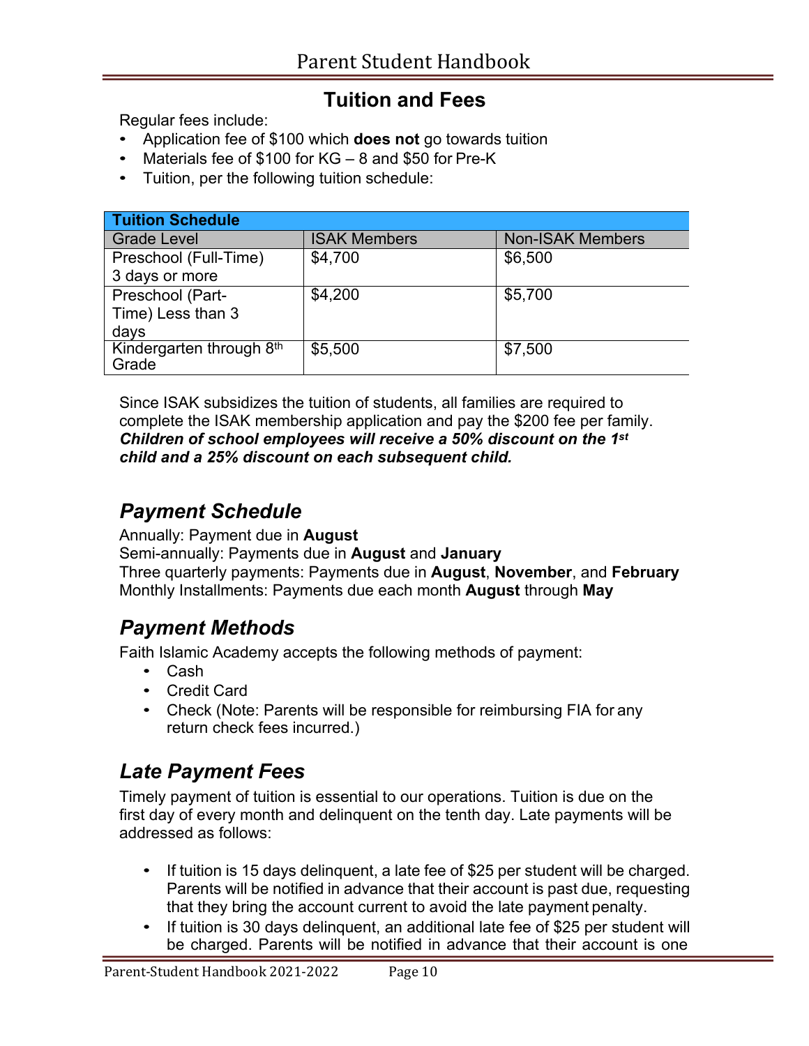## Tuition and Fees

Regular fees include:

- Application fee of $100 which **does not** go towards tuition
- Materials fee of $100 for KG – 8 and $50 for Pre-K
- Tuition, per the following tuition schedule:

| Tuition Schedule | | |
|---|---|---|
| Grade Level | ISAK Members | Non-ISAK Members |
| Preschool (Full-Time) 3 days or more | $4,700 | $6,500 |
| Preschool (Part-Time) Less than 3 days | $4,200 | $5,700 |
| Kindergarten through 8th Grade | $5,500 | $7,500 |

Since ISAK subsidizes the tuition of students, all families are required to complete the ISAK membership application and pay the $200 fee per family. ***Children of school employees will receive a 50% discount on the 1st child and a 25% discount on each subsequent child.***

### *Payment Schedule*

Annually: Payment due in **August**
Semi-annually: Payments due in **August** and **January**
Three quarterly payments: Payments due in **August**, **November**, and **February**
Monthly Installments: Payments due each month **August** through **May**

### *Payment Methods*

Faith Islamic Academy accepts the following methods of payment:

- Cash
- Credit Card
- Check (Note: Parents will be responsible for reimbursing FIA for any return check fees incurred.)

### *Late Payment Fees*

Timely payment of tuition is essential to our operations. Tuition is due on the first day of every month and delinquent on the tenth day. Late payments will be addressed as follows:

- If tuition is 15 days delinquent, a late fee of $25 per student will be charged. Parents will be notified in advance that their account is past due, requesting that they bring the account current to avoid the late payment penalty.
- If tuition is 30 days delinquent, an additional late fee of $25 per student will be charged. Parents will be notified in advance that their account is one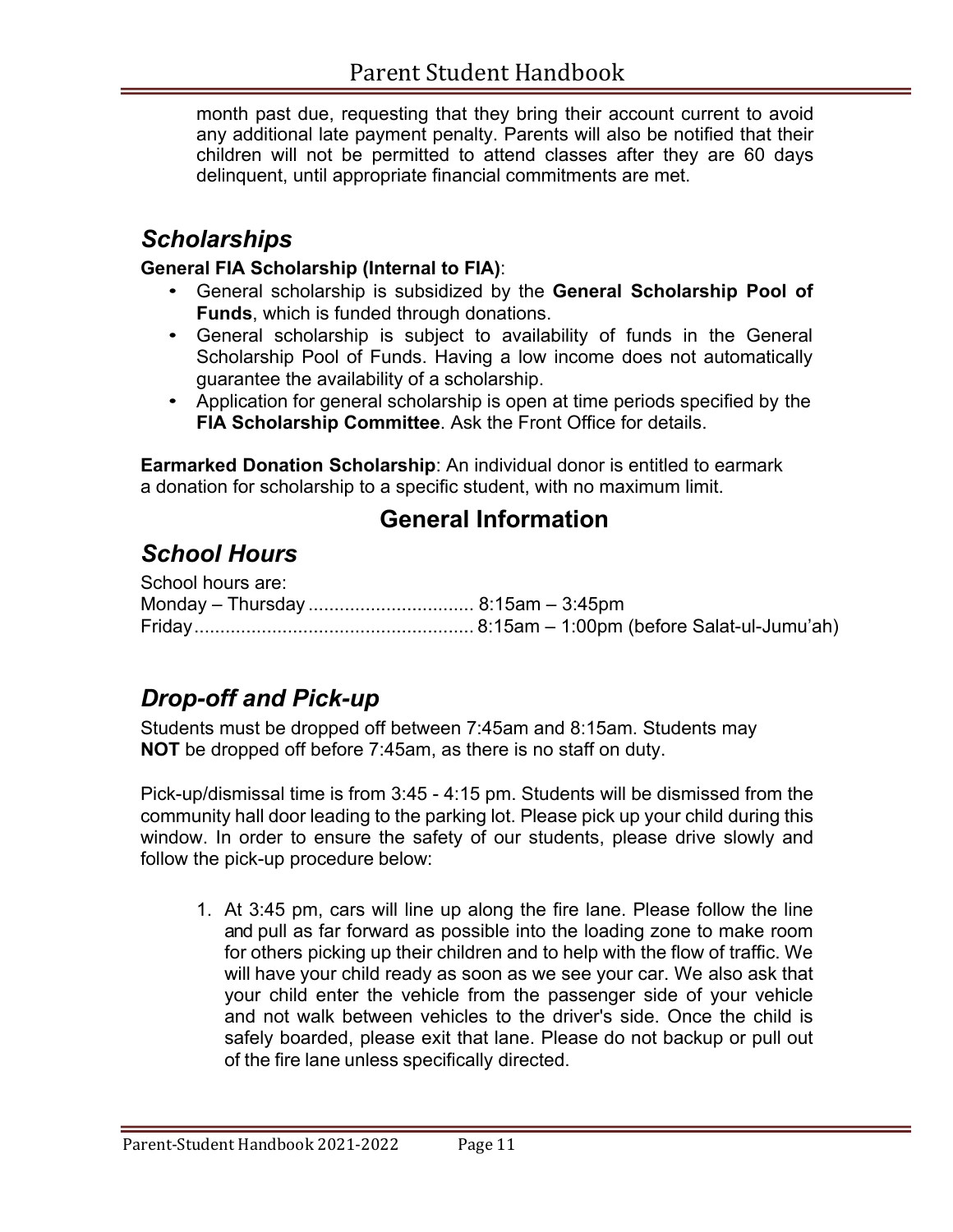month past due, requesting that they bring their account current to avoid any additional late payment penalty. Parents will also be notified that their children will not be permitted to attend classes after they are 60 days delinquent, until appropriate financial commitments are met.

## *Scholarships*

**General FIA Scholarship (Internal to FIA)**:

- General scholarship is subsidized by the **General Scholarship Pool of Funds**, which is funded through donations.
- General scholarship is subject to availability of funds in the General Scholarship Pool of Funds. Having a low income does not automatically guarantee the availability of a scholarship.
- Application for general scholarship is open at time periods specified by the **FIA Scholarship Committee**. Ask the Front Office for details.

**Earmarked Donation Scholarship**: An individual donor is entitled to earmark a donation for scholarship to a specific student, with no maximum limit.

# General Information

## *School Hours*

School hours are:
Monday – Thursday ................................ 8:15am – 3:45pm
Friday...................................................... 8:15am – 1:00pm (before Salat-ul-Jumu'ah)

## *Drop-off and Pick-up*

Students must be dropped off between 7:45am and 8:15am. Students may **NOT** be dropped off before 7:45am, as there is no staff on duty.

Pick-up/dismissal time is from 3:45 - 4:15 pm. Students will be dismissed from the community hall door leading to the parking lot. Please pick up your child during this window. In order to ensure the safety of our students, please drive slowly and follow the pick-up procedure below:

1. At 3:45 pm, cars will line up along the fire lane. Please follow the line and pull as far forward as possible into the loading zone to make room for others picking up their children and to help with the flow of traffic. We will have your child ready as soon as we see your car. We also ask that your child enter the vehicle from the passenger side of your vehicle and not walk between vehicles to the driver's side. Once the child is safely boarded, please exit that lane. Please do not backup or pull out of the fire lane unless specifically directed.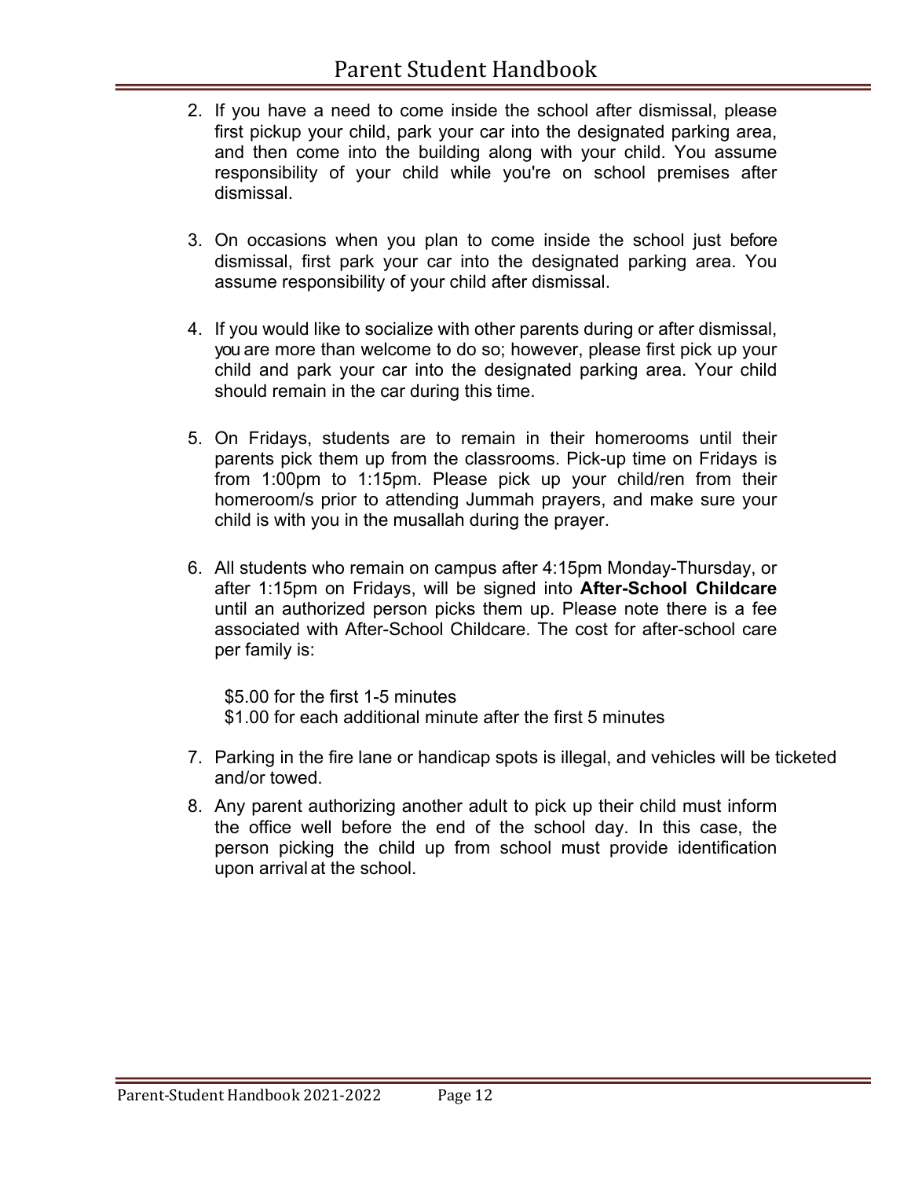2. If you have a need to come inside the school after dismissal, please first pickup your child, park your car into the designated parking area, and then come into the building along with your child. You assume responsibility of your child while you're on school premises after dismissal.

3. On occasions when you plan to come inside the school just before dismissal, first park your car into the designated parking area. You assume responsibility of your child after dismissal.

4. If you would like to socialize with other parents during or after dismissal, you are more than welcome to do so; however, please first pick up your child and park your car into the designated parking area. Your child should remain in the car during this time.

5. On Fridays, students are to remain in their homerooms until their parents pick them up from the classrooms. Pick-up time on Fridays is from 1:00pm to 1:15pm. Please pick up your child/ren from their homeroom/s prior to attending Jummah prayers, and make sure your child is with you in the musallah during the prayer.

6. All students who remain on campus after 4:15pm Monday-Thursday, or after 1:15pm on Fridays, will be signed into **After-School Childcare** until an authorized person picks them up. Please note there is a fee associated with After-School Childcare. The cost for after-school care per family is:

   $5.00 for the first 1-5 minutes
   $1.00 for each additional minute after the first 5 minutes

7. Parking in the fire lane or handicap spots is illegal, and vehicles will be ticketed and/or towed.

8. Any parent authorizing another adult to pick up their child must inform the office well before the end of the school day. In this case, the person picking the child up from school must provide identification upon arrival at the school.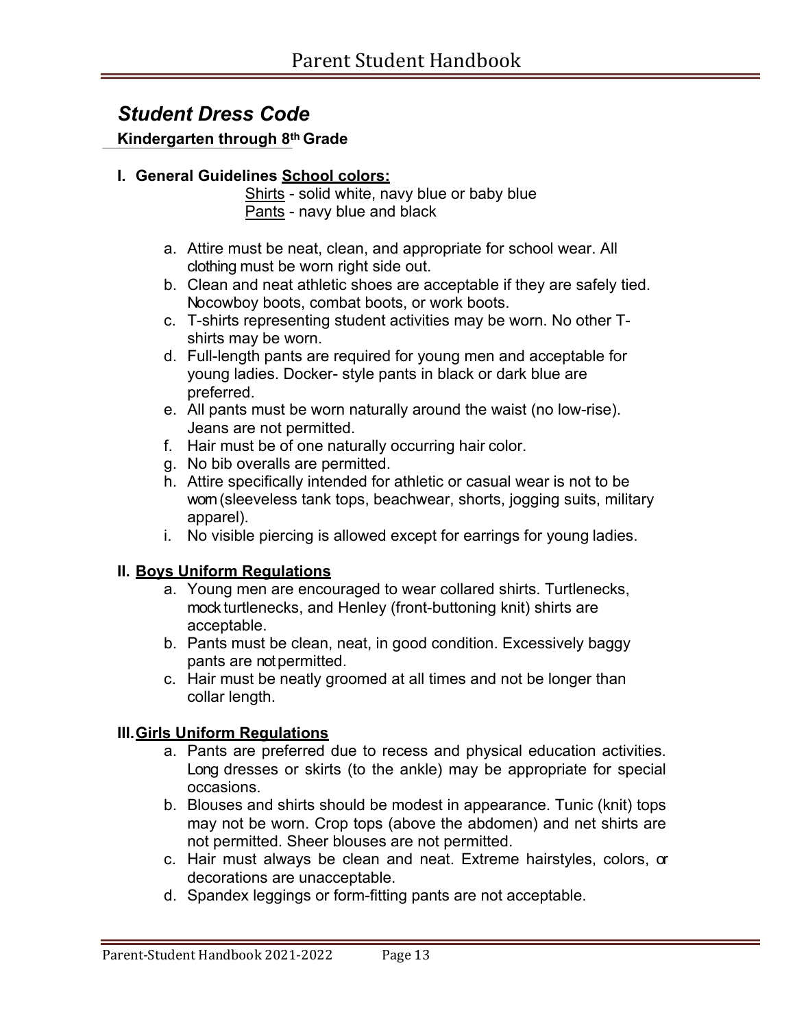## *Student Dress Code*

**Kindergarten through 8th Grade**

**I. General Guidelines School colors:**

Shirts - solid white, navy blue or baby blue
Pants - navy blue and black

a. Attire must be neat, clean, and appropriate for school wear. All clothing must be worn right side out.
b. Clean and neat athletic shoes are acceptable if they are safely tied. No cowboy boots, combat boots, or work boots.
c. T-shirts representing student activities may be worn. No other T-shirts may be worn.
d. Full-length pants are required for young men and acceptable for young ladies. Docker- style pants in black or dark blue are preferred.
e. All pants must be worn naturally around the waist (no low-rise). Jeans are not permitted.
f. Hair must be of one naturally occurring hair color.
g. No bib overalls are permitted.
h. Attire specifically intended for athletic or casual wear is not to be worn (sleeveless tank tops, beachwear, shorts, jogging suits, military apparel).
i. No visible piercing is allowed except for earrings for young ladies.

**II. Boys Uniform Regulations**

a. Young men are encouraged to wear collared shirts. Turtlenecks, mock turtlenecks, and Henley (front-buttoning knit) shirts are acceptable.
b. Pants must be clean, neat, in good condition. Excessively baggy pants are not permitted.
c. Hair must be neatly groomed at all times and not be longer than collar length.

**III. Girls Uniform Regulations**

a. Pants are preferred due to recess and physical education activities. Long dresses or skirts (to the ankle) may be appropriate for special occasions.
b. Blouses and shirts should be modest in appearance. Tunic (knit) tops may not be worn. Crop tops (above the abdomen) and net shirts are not permitted. Sheer blouses are not permitted.
c. Hair must always be clean and neat. Extreme hairstyles, colors, or decorations are unacceptable.
d. Spandex leggings or form-fitting pants are not acceptable.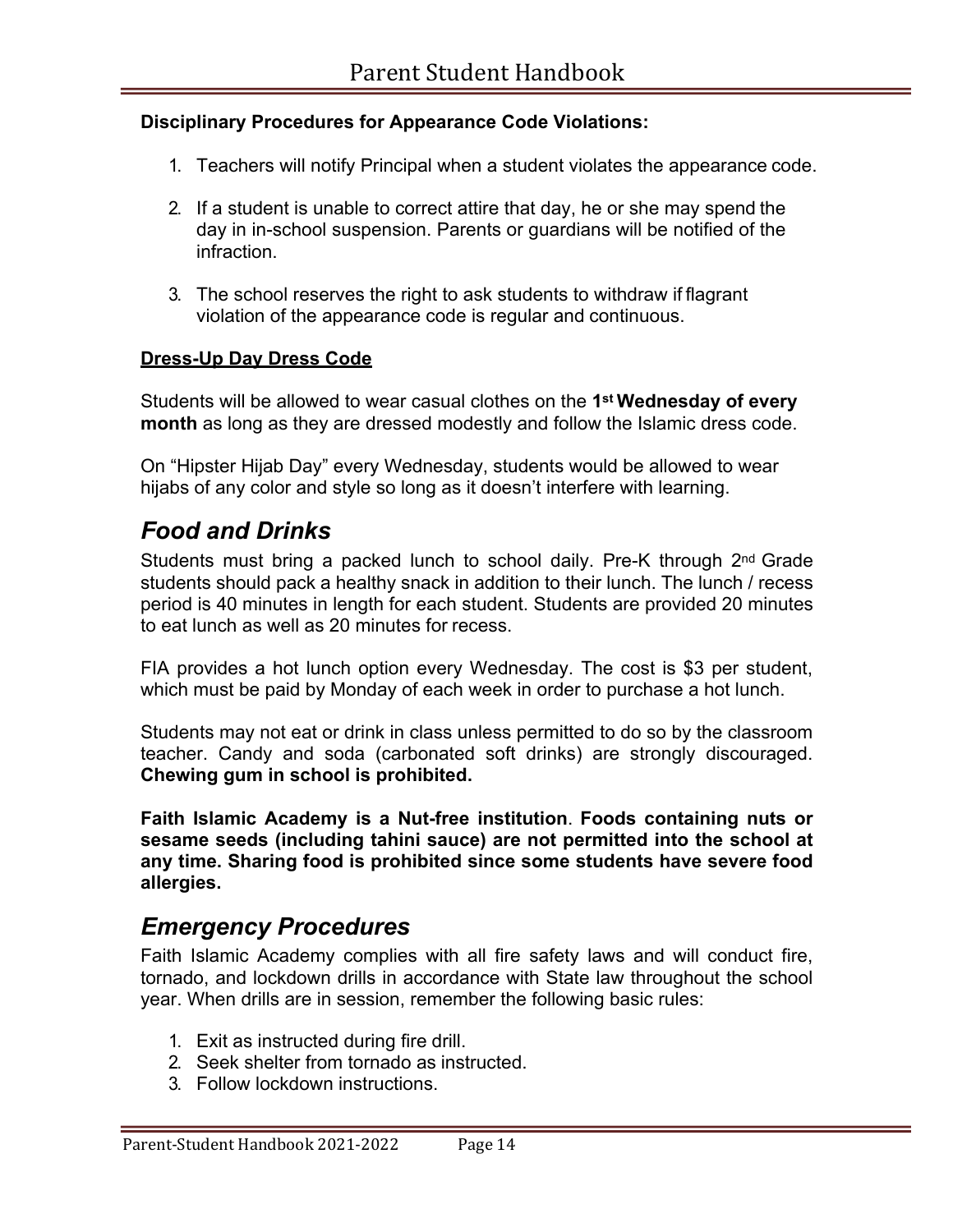**Disciplinary Procedures for Appearance Code Violations:**

1. Teachers will notify Principal when a student violates the appearance code.
2. If a student is unable to correct attire that day, he or she may spend the day in in-school suspension. Parents or guardians will be notified of the infraction.
3. The school reserves the right to ask students to withdraw if flagrant violation of the appearance code is regular and continuous.

**Dress-Up Day Dress Code**

Students will be allowed to wear casual clothes on the **1st Wednesday of every month** as long as they are dressed modestly and follow the Islamic dress code.

On "Hipster Hijab Day" every Wednesday, students would be allowed to wear hijabs of any color and style so long as it doesn't interfere with learning.

## *Food and Drinks*

Students must bring a packed lunch to school daily. Pre-K through 2nd Grade students should pack a healthy snack in addition to their lunch. The lunch / recess period is 40 minutes in length for each student. Students are provided 20 minutes to eat lunch as well as 20 minutes for recess.

FIA provides a hot lunch option every Wednesday. The cost is $3 per student, which must be paid by Monday of each week in order to purchase a hot lunch.

Students may not eat or drink in class unless permitted to do so by the classroom teacher. Candy and soda (carbonated soft drinks) are strongly discouraged. **Chewing gum in school is prohibited.**

**Faith Islamic Academy is a Nut-free institution**. **Foods containing nuts or sesame seeds (including tahini sauce) are not permitted into the school at any time. Sharing food is prohibited since some students have severe food allergies.**

## *Emergency Procedures*

Faith Islamic Academy complies with all fire safety laws and will conduct fire, tornado, and lockdown drills in accordance with State law throughout the school year. When drills are in session, remember the following basic rules:

1. Exit as instructed during fire drill.
2. Seek shelter from tornado as instructed.
3. Follow lockdown instructions.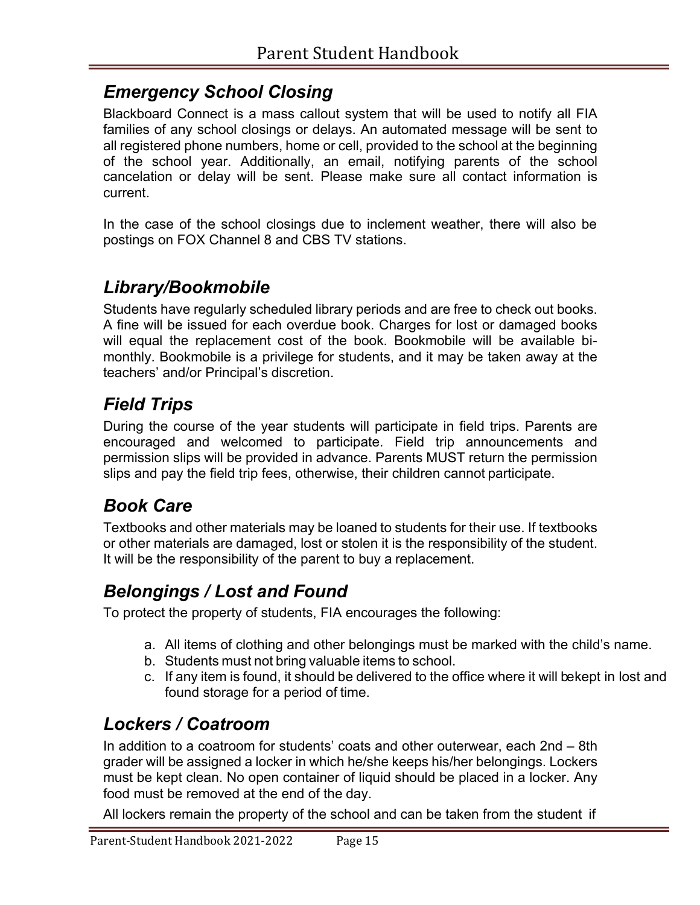## *Emergency School Closing*

Blackboard Connect is a mass callout system that will be used to notify all FIA families of any school closings or delays. An automated message will be sent to all registered phone numbers, home or cell, provided to the school at the beginning of the school year. Additionally, an email, notifying parents of the school cancelation or delay will be sent. Please make sure all contact information is current.

In the case of the school closings due to inclement weather, there will also be postings on FOX Channel 8 and CBS TV stations.

## *Library/Bookmobile*

Students have regularly scheduled library periods and are free to check out books. A fine will be issued for each overdue book. Charges for lost or damaged books will equal the replacement cost of the book. Bookmobile will be available bi-monthly. Bookmobile is a privilege for students, and it may be taken away at the teachers' and/or Principal's discretion.

## *Field Trips*

During the course of the year students will participate in field trips. Parents are encouraged and welcomed to participate. Field trip announcements and permission slips will be provided in advance. Parents MUST return the permission slips and pay the field trip fees, otherwise, their children cannot participate.

## *Book Care*

Textbooks and other materials may be loaned to students for their use. If textbooks or other materials are damaged, lost or stolen it is the responsibility of the student. It will be the responsibility of the parent to buy a replacement.

## *Belongings / Lost and Found*

To protect the property of students, FIA encourages the following:

a. All items of clothing and other belongings must be marked with the child's name.
b. Students must not bring valuable items to school.
c. If any item is found, it should be delivered to the office where it will bekept in lost and found storage for a period of time.

## *Lockers / Coatroom*

In addition to a coatroom for students' coats and other outerwear, each 2nd – 8th grader will be assigned a locker in which he/she keeps his/her belongings. Lockers must be kept clean. No open container of liquid should be placed in a locker. Any food must be removed at the end of the day.

All lockers remain the property of the school and can be taken from the student if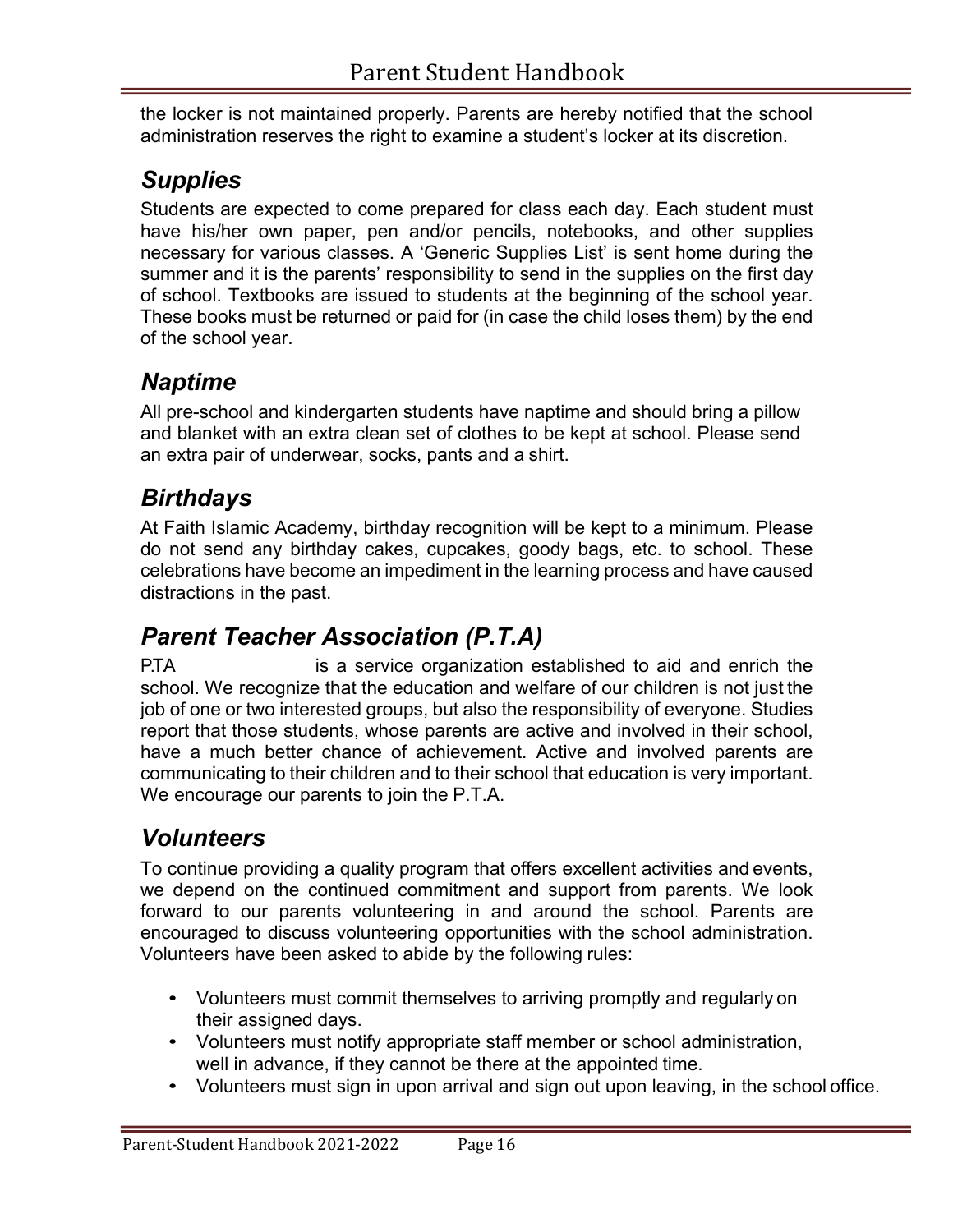the locker is not maintained properly. Parents are hereby notified that the school administration reserves the right to examine a student's locker at its discretion.

## *Supplies*

Students are expected to come prepared for class each day. Each student must have his/her own paper, pen and/or pencils, notebooks, and other supplies necessary for various classes. A 'Generic Supplies List' is sent home during the summer and it is the parents' responsibility to send in the supplies on the first day of school. Textbooks are issued to students at the beginning of the school year. These books must be returned or paid for (in case the child loses them) by the end of the school year.

## *Naptime*

All pre-school and kindergarten students have naptime and should bring a pillow and blanket with an extra clean set of clothes to be kept at school. Please send an extra pair of underwear, socks, pants and a shirt.

## *Birthdays*

At Faith Islamic Academy, birthday recognition will be kept to a minimum. Please do not send any birthday cakes, cupcakes, goody bags, etc. to school. These celebrations have become an impediment in the learning process and have caused distractions in the past.

## *Parent Teacher Association (P.T.A)*

P.T.A is a service organization established to aid and enrich the school. We recognize that the education and welfare of our children is not just the job of one or two interested groups, but also the responsibility of everyone. Studies report that those students, whose parents are active and involved in their school, have a much better chance of achievement. Active and involved parents are communicating to their children and to their school that education is very important. We encourage our parents to join the P.T.A.

## *Volunteers*

To continue providing a quality program that offers excellent activities and events, we depend on the continued commitment and support from parents. We look forward to our parents volunteering in and around the school. Parents are encouraged to discuss volunteering opportunities with the school administration. Volunteers have been asked to abide by the following rules:

- Volunteers must commit themselves to arriving promptly and regularly on their assigned days.
- Volunteers must notify appropriate staff member or school administration, well in advance, if they cannot be there at the appointed time.
- Volunteers must sign in upon arrival and sign out upon leaving, in the school office.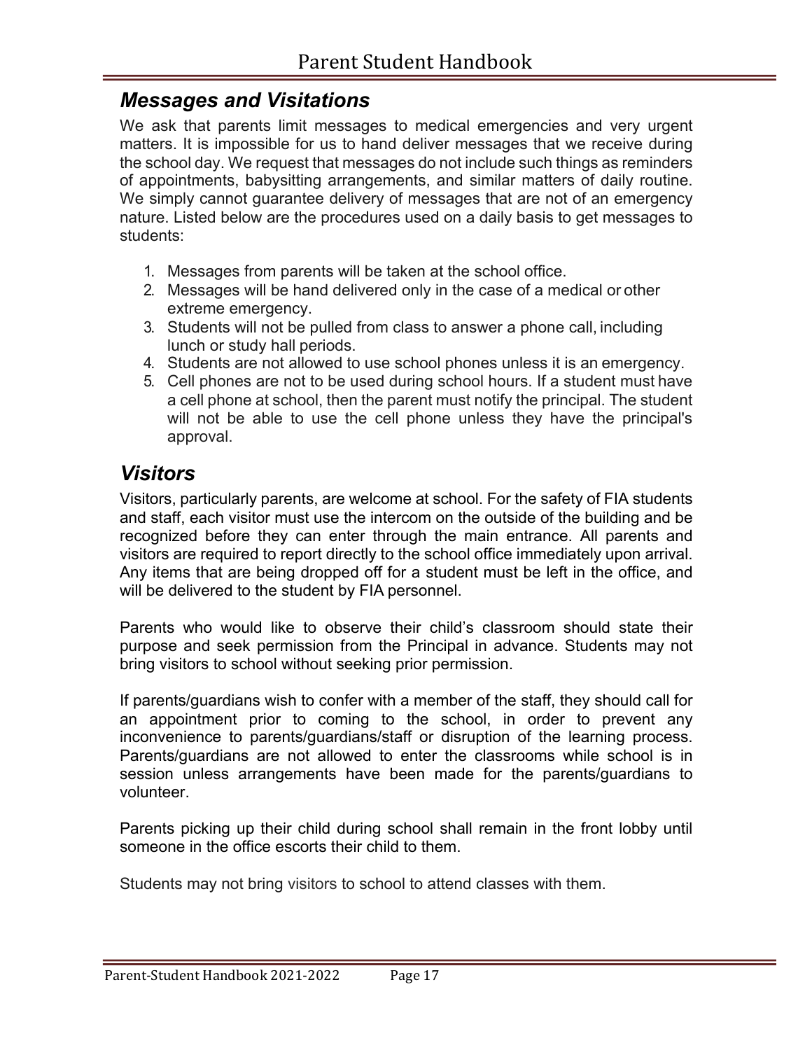## *Messages and Visitations*

We ask that parents limit messages to medical emergencies and very urgent matters. It is impossible for us to hand deliver messages that we receive during the school day. We request that messages do not include such things as reminders of appointments, babysitting arrangements, and similar matters of daily routine. We simply cannot guarantee delivery of messages that are not of an emergency nature. Listed below are the procedures used on a daily basis to get messages to students:

1. Messages from parents will be taken at the school office.
2. Messages will be hand delivered only in the case of a medical or other extreme emergency.
3. Students will not be pulled from class to answer a phone call, including lunch or study hall periods.
4. Students are not allowed to use school phones unless it is an emergency.
5. Cell phones are not to be used during school hours. If a student must have a cell phone at school, then the parent must notify the principal. The student will not be able to use the cell phone unless they have the principal's approval.

## *Visitors*

Visitors, particularly parents, are welcome at school. For the safety of FIA students and staff, each visitor must use the intercom on the outside of the building and be recognized before they can enter through the main entrance. All parents and visitors are required to report directly to the school office immediately upon arrival. Any items that are being dropped off for a student must be left in the office, and will be delivered to the student by FIA personnel.

Parents who would like to observe their child's classroom should state their purpose and seek permission from the Principal in advance. Students may not bring visitors to school without seeking prior permission.

If parents/guardians wish to confer with a member of the staff, they should call for an appointment prior to coming to the school, in order to prevent any inconvenience to parents/guardians/staff or disruption of the learning process. Parents/guardians are not allowed to enter the classrooms while school is in session unless arrangements have been made for the parents/guardians to volunteer.

Parents picking up their child during school shall remain in the front lobby until someone in the office escorts their child to them.

Students may not bring visitors to school to attend classes with them.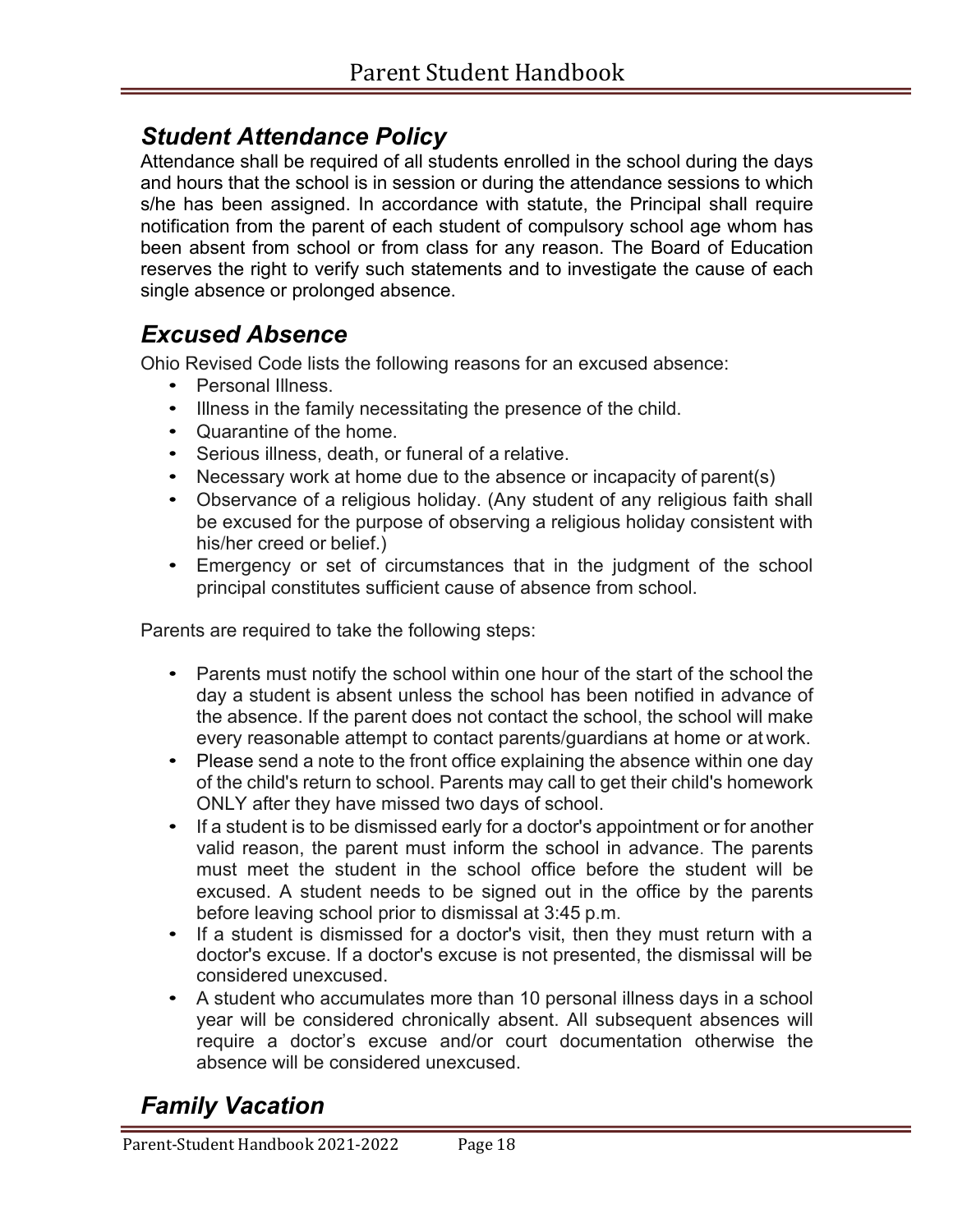## *Student Attendance Policy*

Attendance shall be required of all students enrolled in the school during the days and hours that the school is in session or during the attendance sessions to which s/he has been assigned. In accordance with statute, the Principal shall require notification from the parent of each student of compulsory school age whom has been absent from school or from class for any reason. The Board of Education reserves the right to verify such statements and to investigate the cause of each single absence or prolonged absence.

## *Excused Absence*

Ohio Revised Code lists the following reasons for an excused absence:

- Personal Illness.
- Illness in the family necessitating the presence of the child.
- Quarantine of the home.
- Serious illness, death, or funeral of a relative.
- Necessary work at home due to the absence or incapacity of parent(s)
- Observance of a religious holiday. (Any student of any religious faith shall be excused for the purpose of observing a religious holiday consistent with his/her creed or belief.)
- Emergency or set of circumstances that in the judgment of the school principal constitutes sufficient cause of absence from school.

Parents are required to take the following steps:

- Parents must notify the school within one hour of the start of the school the day a student is absent unless the school has been notified in advance of the absence. If the parent does not contact the school, the school will make every reasonable attempt to contact parents/guardians at home or at work.
- Please send a note to the front office explaining the absence within one day of the child's return to school. Parents may call to get their child's homework ONLY after they have missed two days of school.
- If a student is to be dismissed early for a doctor's appointment or for another valid reason, the parent must inform the school in advance. The parents must meet the student in the school office before the student will be excused. A student needs to be signed out in the office by the parents before leaving school prior to dismissal at 3:45 p.m.
- If a student is dismissed for a doctor's visit, then they must return with a doctor's excuse. If a doctor's excuse is not presented, the dismissal will be considered unexcused.
- A student who accumulates more than 10 personal illness days in a school year will be considered chronically absent. All subsequent absences will require a doctor's excuse and/or court documentation otherwise the absence will be considered unexcused.

## *Family Vacation*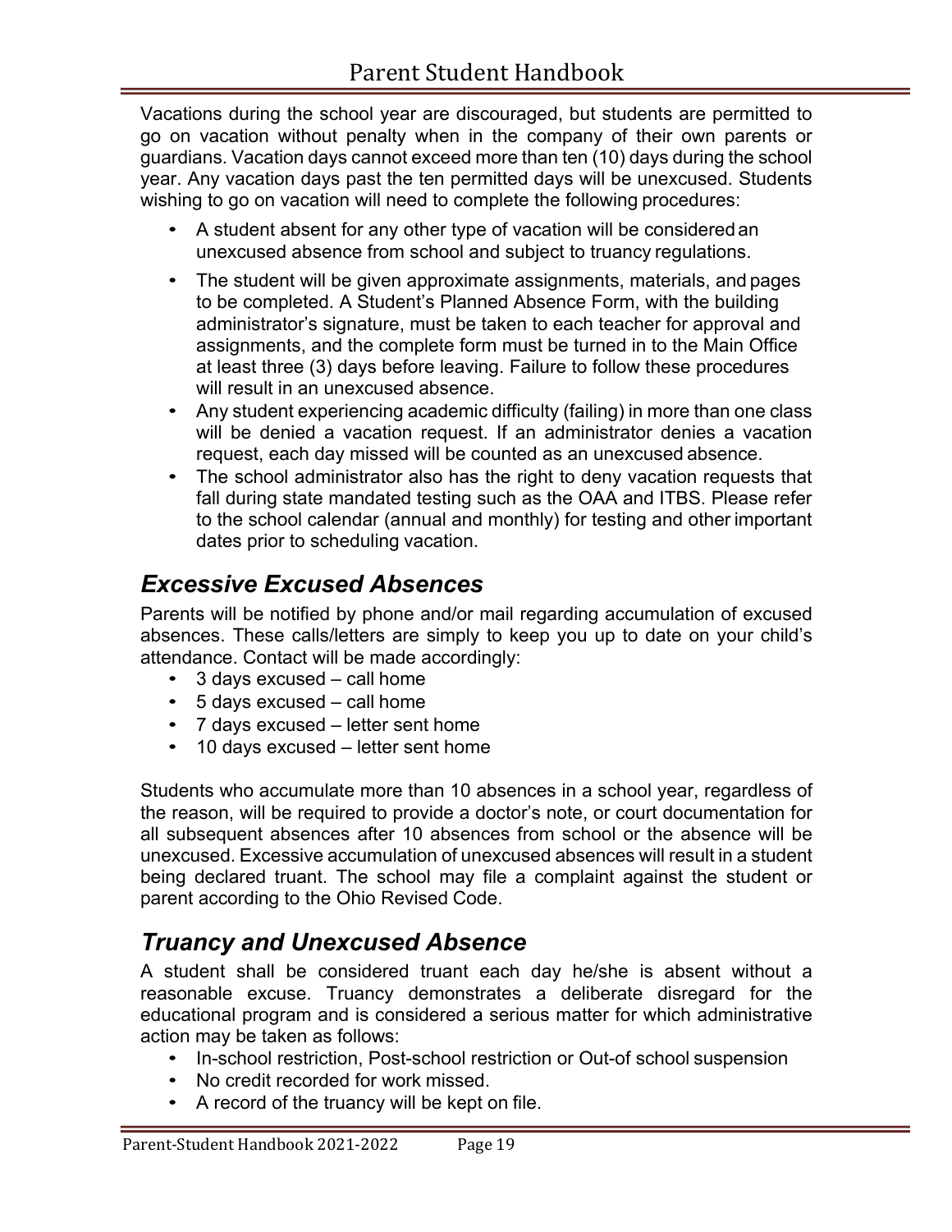Vacations during the school year are discouraged, but students are permitted to go on vacation without penalty when in the company of their own parents or guardians. Vacation days cannot exceed more than ten (10) days during the school year. Any vacation days past the ten permitted days will be unexcused. Students wishing to go on vacation will need to complete the following procedures:

- A student absent for any other type of vacation will be considered an unexcused absence from school and subject to truancy regulations.
- The student will be given approximate assignments, materials, and pages to be completed. A Student's Planned Absence Form, with the building administrator's signature, must be taken to each teacher for approval and assignments, and the complete form must be turned in to the Main Office at least three (3) days before leaving. Failure to follow these procedures will result in an unexcused absence.
- Any student experiencing academic difficulty (failing) in more than one class will be denied a vacation request. If an administrator denies a vacation request, each day missed will be counted as an unexcused absence.
- The school administrator also has the right to deny vacation requests that fall during state mandated testing such as the OAA and ITBS. Please refer to the school calendar (annual and monthly) for testing and other important dates prior to scheduling vacation.

## *Excessive Excused Absences*

Parents will be notified by phone and/or mail regarding accumulation of excused absences. These calls/letters are simply to keep you up to date on your child's attendance. Contact will be made accordingly:

- 3 days excused – call home
- 5 days excused – call home
- 7 days excused – letter sent home
- 10 days excused – letter sent home

Students who accumulate more than 10 absences in a school year, regardless of the reason, will be required to provide a doctor's note, or court documentation for all subsequent absences after 10 absences from school or the absence will be unexcused. Excessive accumulation of unexcused absences will result in a student being declared truant. The school may file a complaint against the student or parent according to the Ohio Revised Code.

## *Truancy and Unexcused Absence*

A student shall be considered truant each day he/she is absent without a reasonable excuse. Truancy demonstrates a deliberate disregard for the educational program and is considered a serious matter for which administrative action may be taken as follows:

- In-school restriction, Post-school restriction or Out-of school suspension
- No credit recorded for work missed.
- A record of the truancy will be kept on file.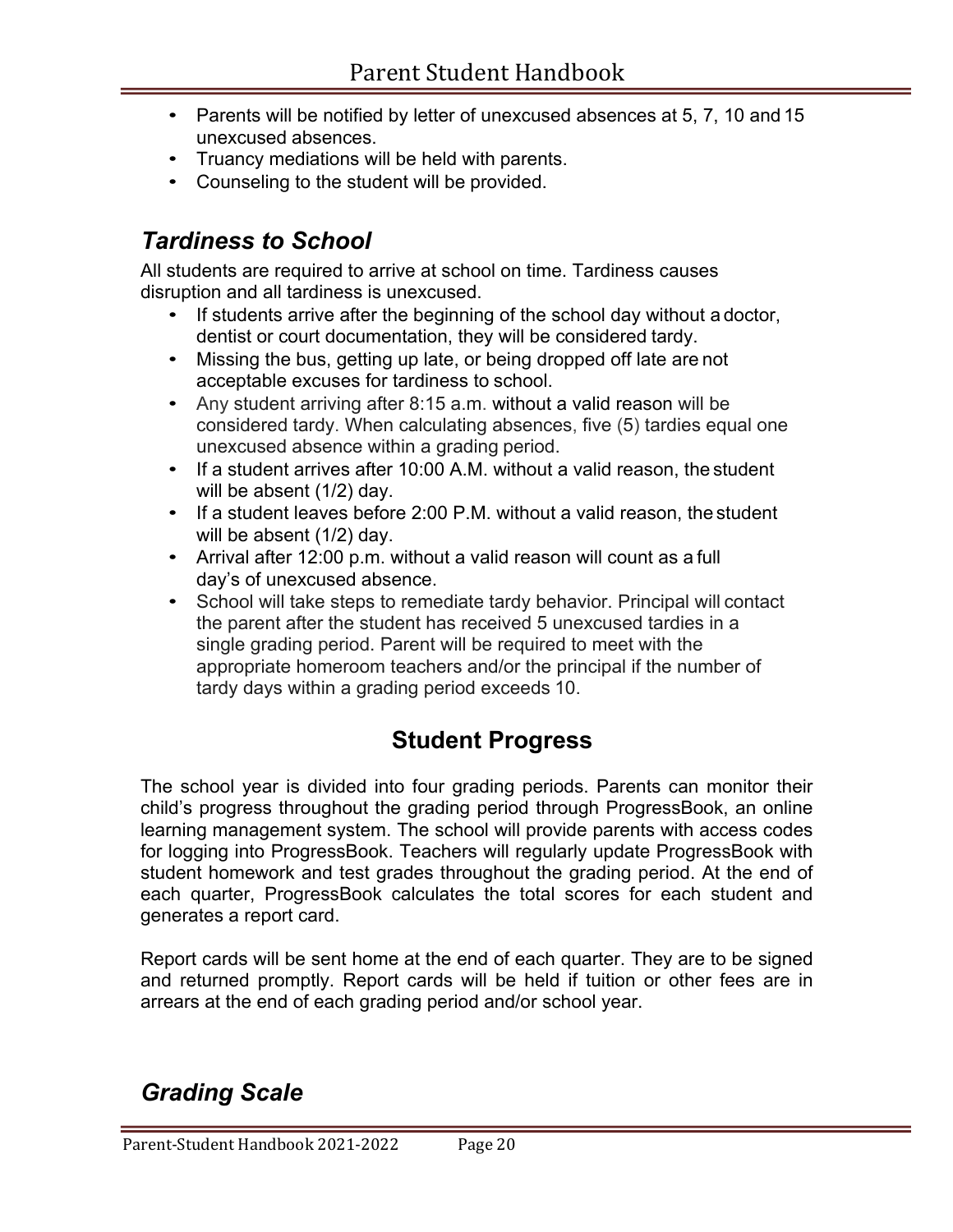- Parents will be notified by letter of unexcused absences at 5, 7, 10 and 15 unexcused absences.
- Truancy mediations will be held with parents.
- Counseling to the student will be provided.

## *Tardiness to School*

All students are required to arrive at school on time. Tardiness causes disruption and all tardiness is unexcused.

- If students arrive after the beginning of the school day without a doctor, dentist or court documentation, they will be considered tardy.
- Missing the bus, getting up late, or being dropped off late are not acceptable excuses for tardiness to school.
- Any student arriving after 8:15 a.m. without a valid reason will be considered tardy. When calculating absences, five (5) tardies equal one unexcused absence within a grading period.
- If a student arrives after 10:00 A.M. without a valid reason, the student will be absent (1/2) day.
- If a student leaves before 2:00 P.M. without a valid reason, the student will be absent (1/2) day.
- Arrival after 12:00 p.m. without a valid reason will count as a full day's of unexcused absence.
- School will take steps to remediate tardy behavior. Principal will contact the parent after the student has received 5 unexcused tardies in a single grading period. Parent will be required to meet with the appropriate homeroom teachers and/or the principal if the number of tardy days within a grading period exceeds 10.

# Student Progress

The school year is divided into four grading periods. Parents can monitor their child's progress throughout the grading period through ProgressBook, an online learning management system. The school will provide parents with access codes for logging into ProgressBook. Teachers will regularly update ProgressBook with student homework and test grades throughout the grading period. At the end of each quarter, ProgressBook calculates the total scores for each student and generates a report card.

Report cards will be sent home at the end of each quarter. They are to be signed and returned promptly. Report cards will be held if tuition or other fees are in arrears at the end of each grading period and/or school year.

## *Grading Scale*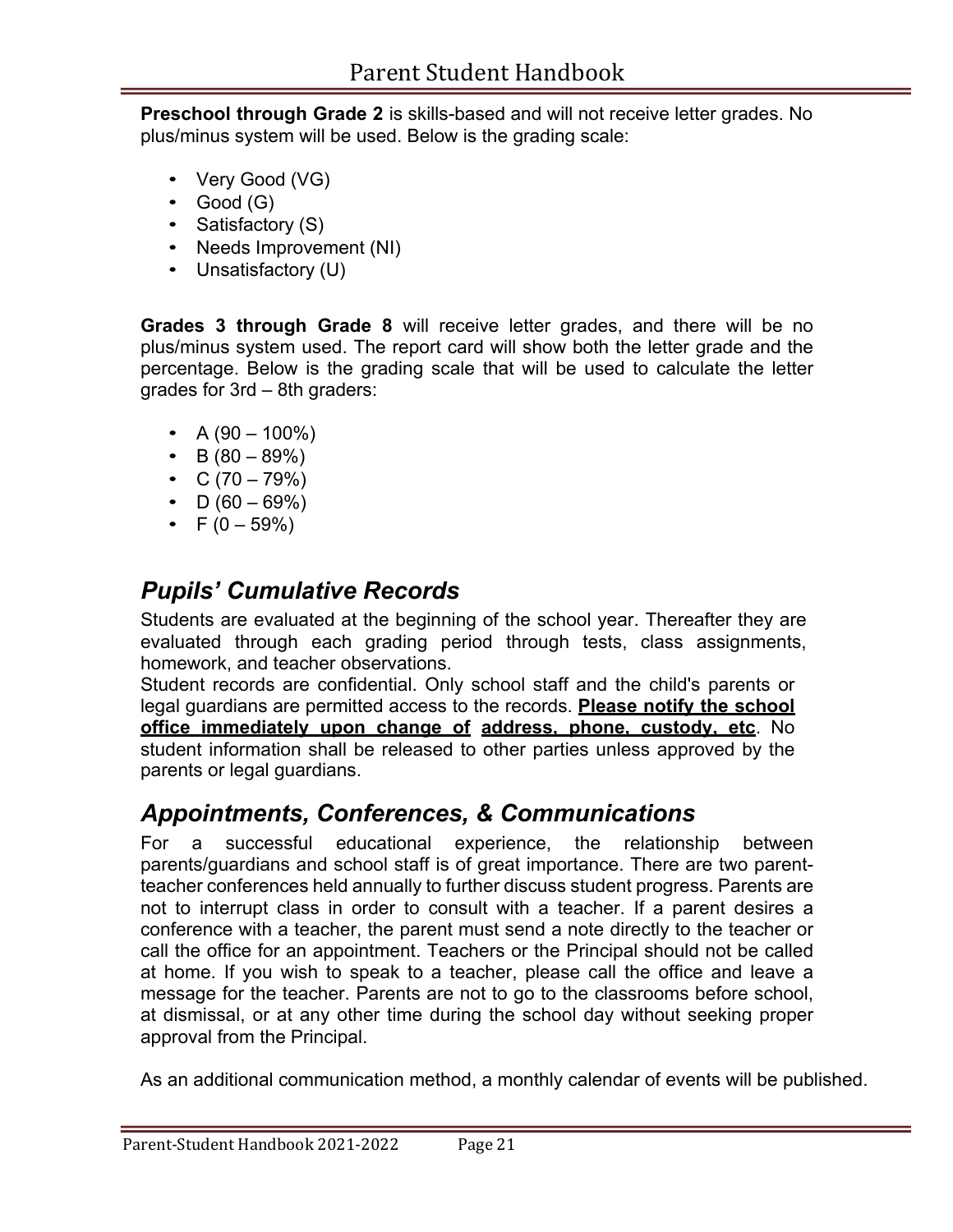**Preschool through Grade 2** is skills-based and will not receive letter grades. No plus/minus system will be used. Below is the grading scale:

- Very Good (VG)
- Good (G)
- Satisfactory (S)
- Needs Improvement (NI)
- Unsatisfactory (U)

**Grades 3 through Grade 8** will receive letter grades, and there will be no plus/minus system used. The report card will show both the letter grade and the percentage. Below is the grading scale that will be used to calculate the letter grades for 3rd – 8th graders:

- A (90 – 100%)
- B (80 – 89%)
- C (70 – 79%)
- D (60 – 69%)
- F (0 – 59%)

## *Pupils' Cumulative Records*

Students are evaluated at the beginning of the school year. Thereafter they are evaluated through each grading period through tests, class assignments, homework, and teacher observations.

Student records are confidential. Only school staff and the child's parents or legal guardians are permitted access to the records. **Please notify the school office immediately upon change of address, phone, custody, etc**. No student information shall be released to other parties unless approved by the parents or legal guardians.

## *Appointments, Conferences, & Communications*

For a successful educational experience, the relationship between parents/guardians and school staff is of great importance. There are two parent-teacher conferences held annually to further discuss student progress. Parents are not to interrupt class in order to consult with a teacher. If a parent desires a conference with a teacher, the parent must send a note directly to the teacher or call the office for an appointment. Teachers or the Principal should not be called at home. If you wish to speak to a teacher, please call the office and leave a message for the teacher. Parents are not to go to the classrooms before school, at dismissal, or at any other time during the school day without seeking proper approval from the Principal.

As an additional communication method, a monthly calendar of events will be published.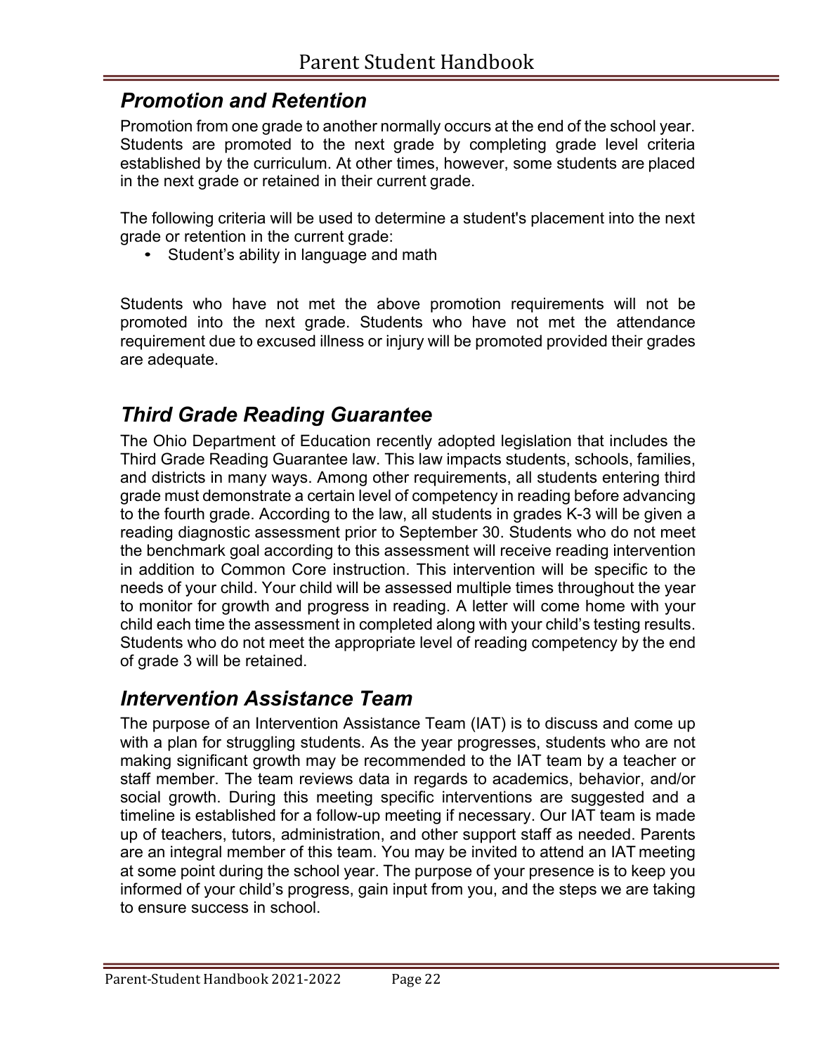## Promotion and Retention

Promotion from one grade to another normally occurs at the end of the school year. Students are promoted to the next grade by completing grade level criteria established by the curriculum. At other times, however, some students are placed in the next grade or retained in their current grade.

The following criteria will be used to determine a student's placement into the next grade or retention in the current grade:

- Student's ability in language and math

Students who have not met the above promotion requirements will not be promoted into the next grade. Students who have not met the attendance requirement due to excused illness or injury will be promoted provided their grades are adequate.

## Third Grade Reading Guarantee

The Ohio Department of Education recently adopted legislation that includes the Third Grade Reading Guarantee law. This law impacts students, schools, families, and districts in many ways. Among other requirements, all students entering third grade must demonstrate a certain level of competency in reading before advancing to the fourth grade. According to the law, all students in grades K-3 will be given a reading diagnostic assessment prior to September 30. Students who do not meet the benchmark goal according to this assessment will receive reading intervention in addition to Common Core instruction. This intervention will be specific to the needs of your child. Your child will be assessed multiple times throughout the year to monitor for growth and progress in reading. A letter will come home with your child each time the assessment in completed along with your child's testing results. Students who do not meet the appropriate level of reading competency by the end of grade 3 will be retained.

## Intervention Assistance Team

The purpose of an Intervention Assistance Team (IAT) is to discuss and come up with a plan for struggling students. As the year progresses, students who are not making significant growth may be recommended to the IAT team by a teacher or staff member. The team reviews data in regards to academics, behavior, and/or social growth. During this meeting specific interventions are suggested and a timeline is established for a follow-up meeting if necessary. Our IAT team is made up of teachers, tutors, administration, and other support staff as needed. Parents are an integral member of this team. You may be invited to attend an IAT meeting at some point during the school year. The purpose of your presence is to keep you informed of your child's progress, gain input from you, and the steps we are taking to ensure success in school.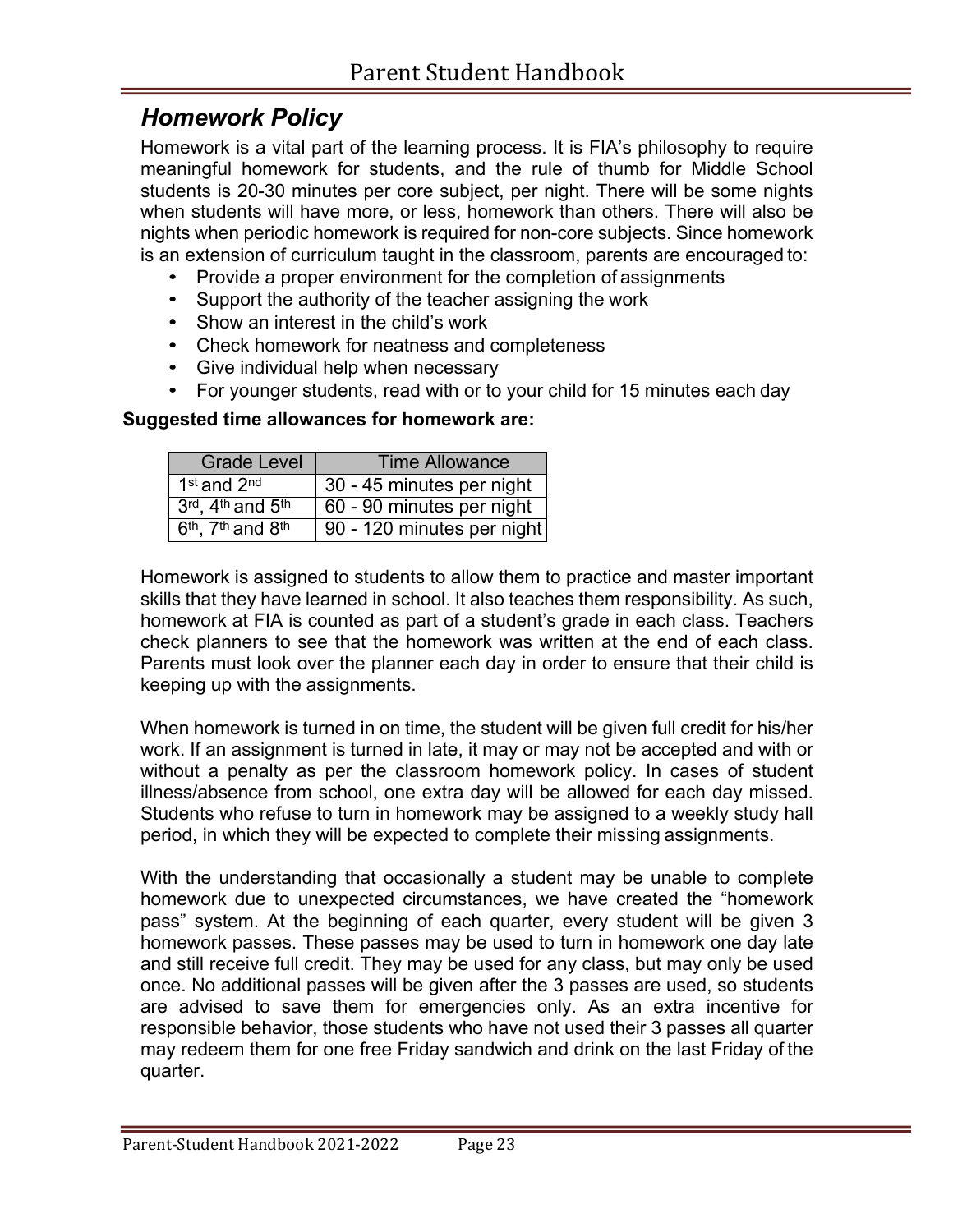## *Homework Policy*

Homework is a vital part of the learning process. It is FIA's philosophy to require meaningful homework for students, and the rule of thumb for Middle School students is 20-30 minutes per core subject, per night. There will be some nights when students will have more, or less, homework than others. There will also be nights when periodic homework is required for non-core subjects. Since homework is an extension of curriculum taught in the classroom, parents are encouraged to:

- Provide a proper environment for the completion of assignments
- Support the authority of the teacher assigning the work
- Show an interest in the child's work
- Check homework for neatness and completeness
- Give individual help when necessary
- For younger students, read with or to your child for 15 minutes each day

**Suggested time allowances for homework are:**

| Grade Level | Time Allowance |
|---|---|
| 1st and 2nd | 30 - 45 minutes per night |
| 3rd, 4th and 5th | 60 - 90 minutes per night |
| 6th, 7th and 8th | 90 - 120 minutes per night |

Homework is assigned to students to allow them to practice and master important skills that they have learned in school. It also teaches them responsibility. As such, homework at FIA is counted as part of a student's grade in each class. Teachers check planners to see that the homework was written at the end of each class. Parents must look over the planner each day in order to ensure that their child is keeping up with the assignments.

When homework is turned in on time, the student will be given full credit for his/her work. If an assignment is turned in late, it may or may not be accepted and with or without a penalty as per the classroom homework policy. In cases of student illness/absence from school, one extra day will be allowed for each day missed. Students who refuse to turn in homework may be assigned to a weekly study hall period, in which they will be expected to complete their missing assignments.

With the understanding that occasionally a student may be unable to complete homework due to unexpected circumstances, we have created the "homework pass" system. At the beginning of each quarter, every student will be given 3 homework passes. These passes may be used to turn in homework one day late and still receive full credit. They may be used for any class, but may only be used once. No additional passes will be given after the 3 passes are used, so students are advised to save them for emergencies only. As an extra incentive for responsible behavior, those students who have not used their 3 passes all quarter may redeem them for one free Friday sandwich and drink on the last Friday of the quarter.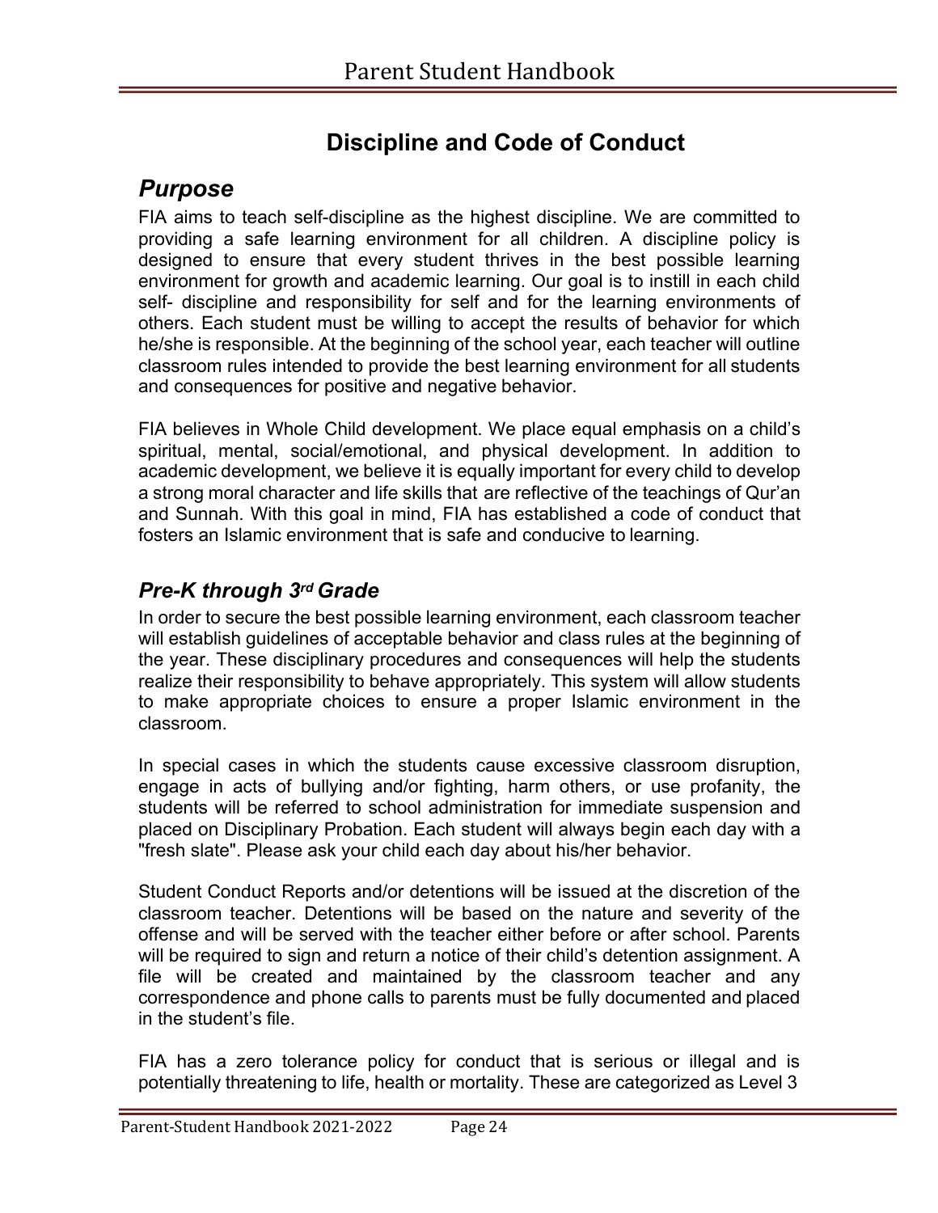# Discipline and Code of Conduct

## *Purpose*

FIA aims to teach self-discipline as the highest discipline. We are committed to providing a safe learning environment for all children. A discipline policy is designed to ensure that every student thrives in the best possible learning environment for growth and academic learning. Our goal is to instill in each child self- discipline and responsibility for self and for the learning environments of others. Each student must be willing to accept the results of behavior for which he/she is responsible. At the beginning of the school year, each teacher will outline classroom rules intended to provide the best learning environment for all students and consequences for positive and negative behavior.

FIA believes in Whole Child development. We place equal emphasis on a child's spiritual, mental, social/emotional, and physical development. In addition to academic development, we believe it is equally important for every child to develop a strong moral character and life skills that are reflective of the teachings of Qur'an and Sunnah. With this goal in mind, FIA has established a code of conduct that fosters an Islamic environment that is safe and conducive to learning.

## *Pre-K through 3rd Grade*

In order to secure the best possible learning environment, each classroom teacher will establish guidelines of acceptable behavior and class rules at the beginning of the year. These disciplinary procedures and consequences will help the students realize their responsibility to behave appropriately. This system will allow students to make appropriate choices to ensure a proper Islamic environment in the classroom.

In special cases in which the students cause excessive classroom disruption, engage in acts of bullying and/or fighting, harm others, or use profanity, the students will be referred to school administration for immediate suspension and placed on Disciplinary Probation. Each student will always begin each day with a "fresh slate". Please ask your child each day about his/her behavior.

Student Conduct Reports and/or detentions will be issued at the discretion of the classroom teacher. Detentions will be based on the nature and severity of the offense and will be served with the teacher either before or after school. Parents will be required to sign and return a notice of their child's detention assignment. A file will be created and maintained by the classroom teacher and any correspondence and phone calls to parents must be fully documented and placed in the student's file.

FIA has a zero tolerance policy for conduct that is serious or illegal and is potentially threatening to life, health or mortality. These are categorized as Level 3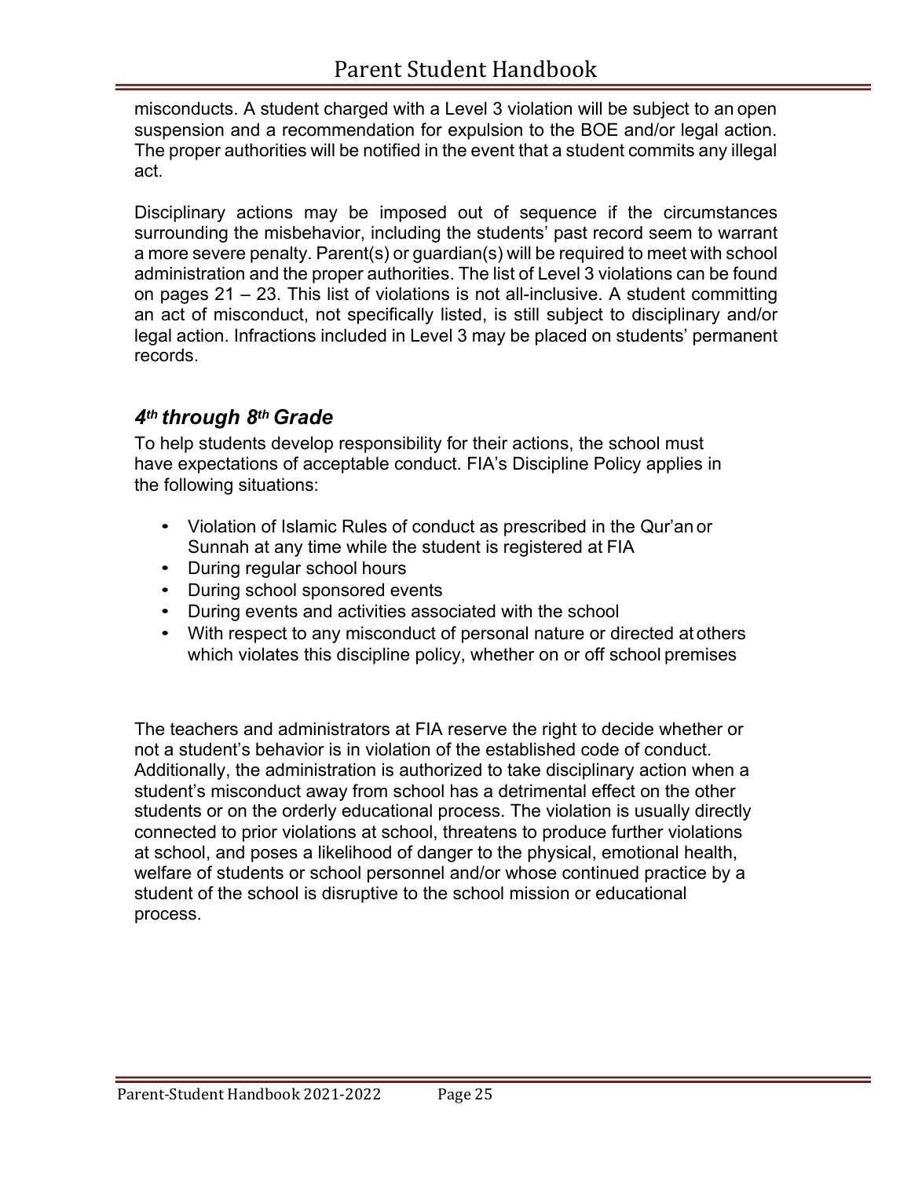misconducts. A student charged with a Level 3 violation will be subject to an open suspension and a recommendation for expulsion to the BOE and/or legal action. The proper authorities will be notified in the event that a student commits any illegal act.

Disciplinary actions may be imposed out of sequence if the circumstances surrounding the misbehavior, including the students' past record seem to warrant a more severe penalty. Parent(s) or guardian(s) will be required to meet with school administration and the proper authorities. The list of Level 3 violations can be found on pages 21 – 23. This list of violations is not all-inclusive. A student committing an act of misconduct, not specifically listed, is still subject to disciplinary and/or legal action. Infractions included in Level 3 may be placed on students' permanent records.

## *4th through 8th Grade*

To help students develop responsibility for their actions, the school must have expectations of acceptable conduct. FIA's Discipline Policy applies in the following situations:

- Violation of Islamic Rules of conduct as prescribed in the Qur'an or Sunnah at any time while the student is registered at FIA
- During regular school hours
- During school sponsored events
- During events and activities associated with the school
- With respect to any misconduct of personal nature or directed at others which violates this discipline policy, whether on or off school premises

The teachers and administrators at FIA reserve the right to decide whether or not a student's behavior is in violation of the established code of conduct. Additionally, the administration is authorized to take disciplinary action when a student's misconduct away from school has a detrimental effect on the other students or on the orderly educational process. The violation is usually directly connected to prior violations at school, threatens to produce further violations at school, and poses a likelihood of danger to the physical, emotional health, welfare of students or school personnel and/or whose continued practice by a student of the school is disruptive to the school mission or educational process.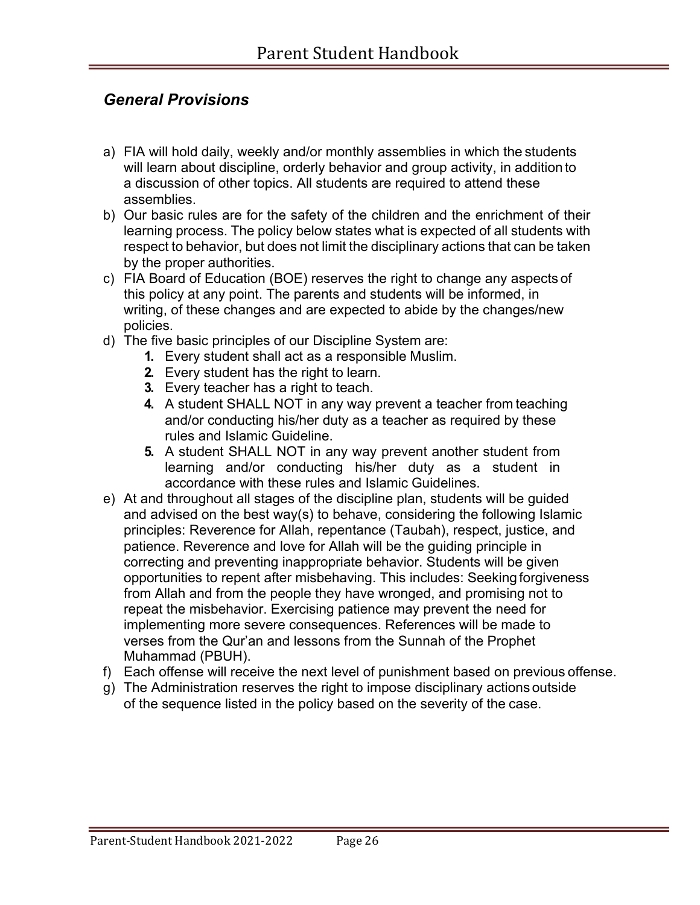## *General Provisions*

a) FIA will hold daily, weekly and/or monthly assemblies in which the students will learn about discipline, orderly behavior and group activity, in addition to a discussion of other topics. All students are required to attend these assemblies.

b) Our basic rules are for the safety of the children and the enrichment of their learning process. The policy below states what is expected of all students with respect to behavior, but does not limit the disciplinary actions that can be taken by the proper authorities.

c) FIA Board of Education (BOE) reserves the right to change any aspects of this policy at any point. The parents and students will be informed, in writing, of these changes and are expected to abide by the changes/new policies.

d) The five basic principles of our Discipline System are:

   1. Every student shall act as a responsible Muslim.
   2. Every student has the right to learn.
   3. Every teacher has a right to teach.
   4. A student SHALL NOT in any way prevent a teacher from teaching and/or conducting his/her duty as a teacher as required by these rules and Islamic Guideline.
   5. A student SHALL NOT in any way prevent another student from learning and/or conducting his/her duty as a student in accordance with these rules and Islamic Guidelines.

e) At and throughout all stages of the discipline plan, students will be guided and advised on the best way(s) to behave, considering the following Islamic principles: Reverence for Allah, repentance (Taubah), respect, justice, and patience. Reverence and love for Allah will be the guiding principle in correcting and preventing inappropriate behavior. Students will be given opportunities to repent after misbehaving. This includes: Seeking forgiveness from Allah and from the people they have wronged, and promising not to repeat the misbehavior. Exercising patience may prevent the need for implementing more severe consequences. References will be made to verses from the Qur'an and lessons from the Sunnah of the Prophet Muhammad (PBUH).

f) Each offense will receive the next level of punishment based on previous offense.

g) The Administration reserves the right to impose disciplinary actions outside of the sequence listed in the policy based on the severity of the case.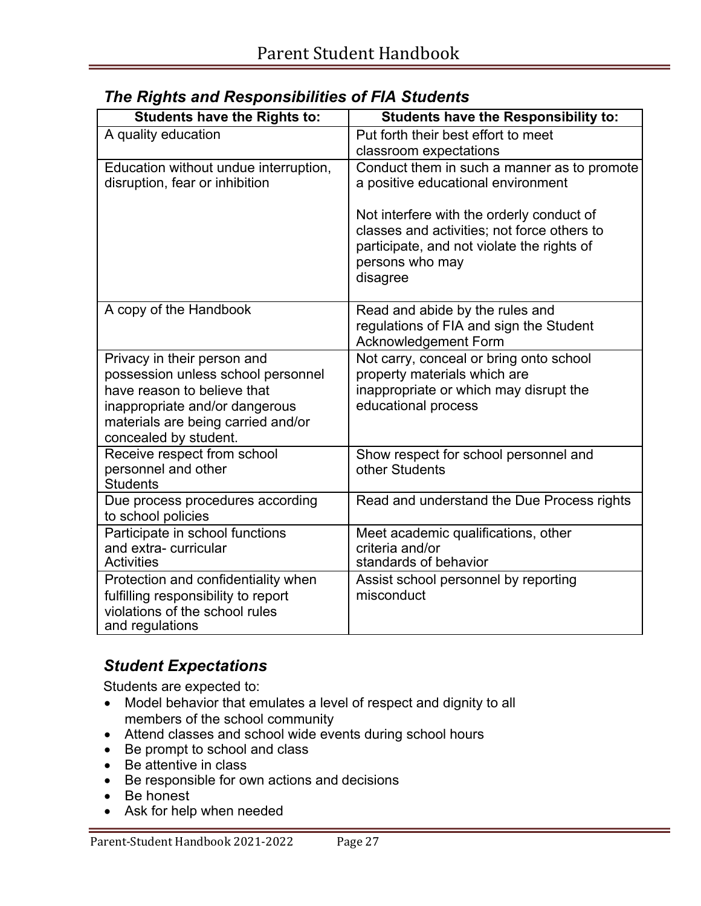## *The Rights and Responsibilities of FIA Students*

| Students have the Rights to: | Students have the Responsibility to: |
|---|---|
| A quality education | Put forth their best effort to meet classroom expectations |
| Education without undue interruption, disruption, fear or inhibition | Conduct them in such a manner as to promote a positive educational environment<br><br>Not interfere with the orderly conduct of classes and activities; not force others to participate, and not violate the rights of persons who may disagree |
| A copy of the Handbook | Read and abide by the rules and regulations of FIA and sign the Student Acknowledgement Form |
| Privacy in their person and possession unless school personnel have reason to believe that inappropriate and/or dangerous materials are being carried and/or concealed by student. | Not carry, conceal or bring onto school property materials which are inappropriate or which may disrupt the educational process |
| Receive respect from school personnel and other Students | Show respect for school personnel and other Students |
| Due process procedures according to school policies | Read and understand the Due Process rights |
| Participate in school functions and extra- curricular Activities | Meet academic qualifications, other criteria and/or standards of behavior |
| Protection and confidentiality when fulfilling responsibility to report violations of the school rules and regulations | Assist school personnel by reporting misconduct |

## *Student Expectations*

Students are expected to:

- Model behavior that emulates a level of respect and dignity to all members of the school community
- Attend classes and school wide events during school hours
- Be prompt to school and class
- Be attentive in class
- Be responsible for own actions and decisions
- Be honest
- Ask for help when needed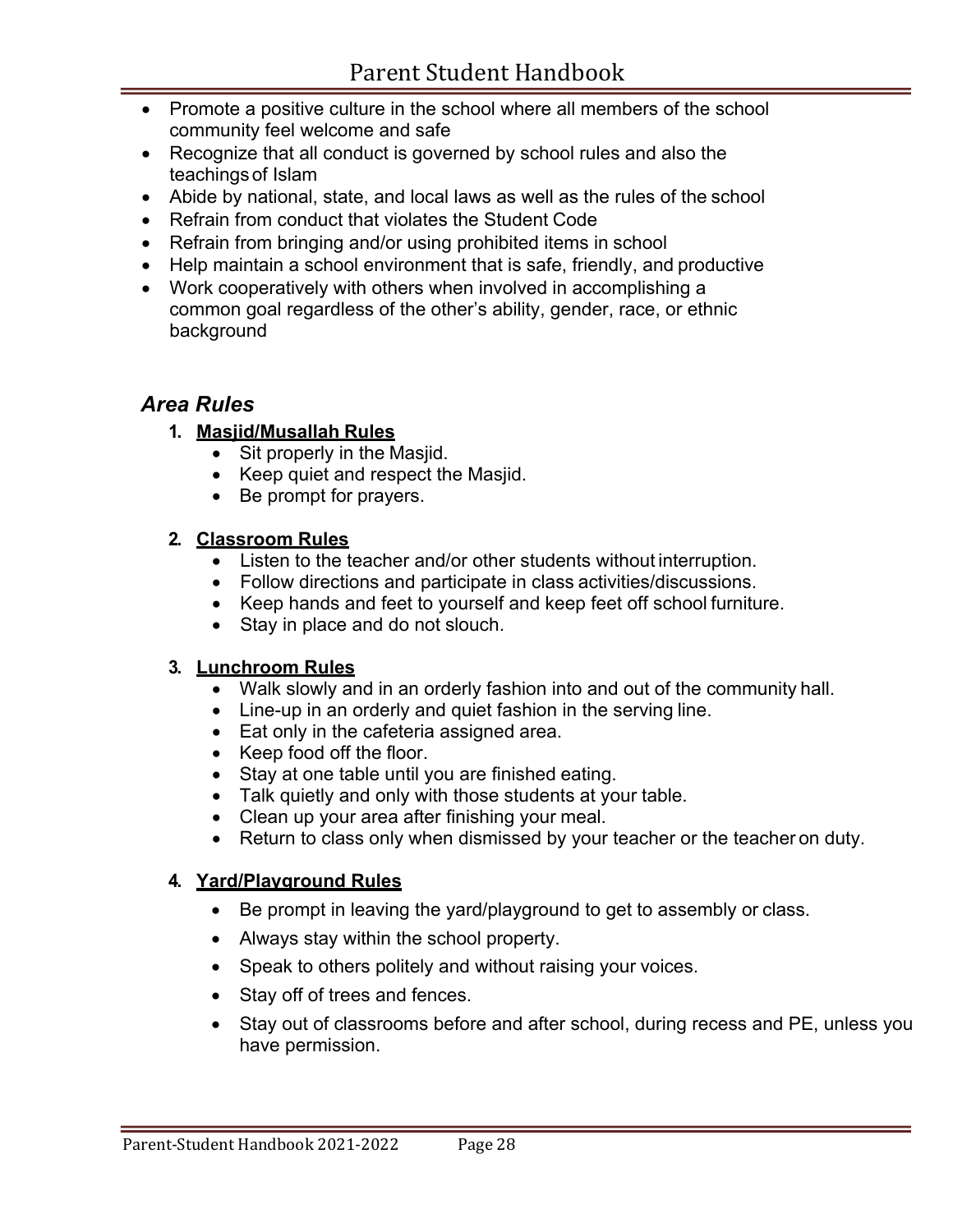- Promote a positive culture in the school where all members of the school community feel welcome and safe
- Recognize that all conduct is governed by school rules and also the teachings of Islam
- Abide by national, state, and local laws as well as the rules of the school
- Refrain from conduct that violates the Student Code
- Refrain from bringing and/or using prohibited items in school
- Help maintain a school environment that is safe, friendly, and productive
- Work cooperatively with others when involved in accomplishing a common goal regardless of the other's ability, gender, race, or ethnic background

## *Area Rules*

1. **Masjid/Musallah Rules**
   - Sit properly in the Masjid.
   - Keep quiet and respect the Masjid.
   - Be prompt for prayers.

2. **Classroom Rules**
   - Listen to the teacher and/or other students without interruption.
   - Follow directions and participate in class activities/discussions.
   - Keep hands and feet to yourself and keep feet off school furniture.
   - Stay in place and do not slouch.

3. **Lunchroom Rules**
   - Walk slowly and in an orderly fashion into and out of the community hall.
   - Line-up in an orderly and quiet fashion in the serving line.
   - Eat only in the cafeteria assigned area.
   - Keep food off the floor.
   - Stay at one table until you are finished eating.
   - Talk quietly and only with those students at your table.
   - Clean up your area after finishing your meal.
   - Return to class only when dismissed by your teacher or the teacher on duty.

4. **Yard/Playground Rules**
   - Be prompt in leaving the yard/playground to get to assembly or class.
   - Always stay within the school property.
   - Speak to others politely and without raising your voices.
   - Stay off of trees and fences.
   - Stay out of classrooms before and after school, during recess and PE, unless you have permission.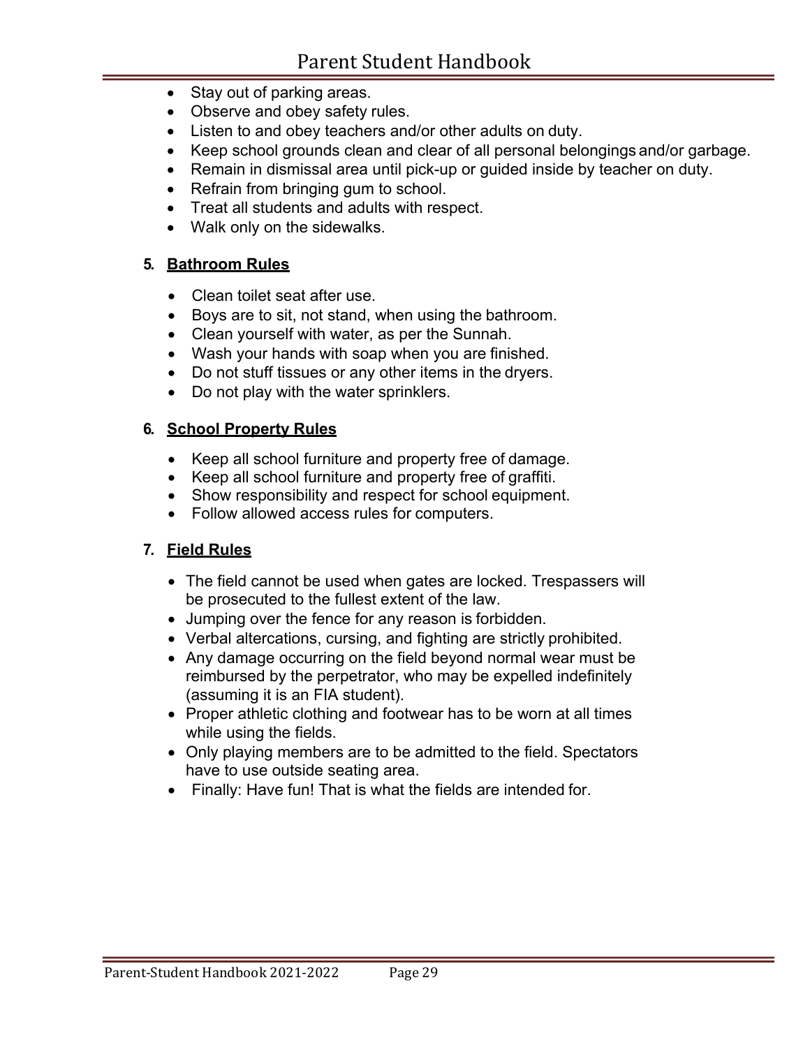- Stay out of parking areas.
- Observe and obey safety rules.
- Listen to and obey teachers and/or other adults on duty.
- Keep school grounds clean and clear of all personal belongings and/or garbage.
- Remain in dismissal area until pick-up or guided inside by teacher on duty.
- Refrain from bringing gum to school.
- Treat all students and adults with respect.
- Walk only on the sidewalks.

### 5. Bathroom Rules

- Clean toilet seat after use.
- Boys are to sit, not stand, when using the bathroom.
- Clean yourself with water, as per the Sunnah.
- Wash your hands with soap when you are finished.
- Do not stuff tissues or any other items in the dryers.
- Do not play with the water sprinklers.

### 6. School Property Rules

- Keep all school furniture and property free of damage.
- Keep all school furniture and property free of graffiti.
- Show responsibility and respect for school equipment.
- Follow allowed access rules for computers.

### 7. Field Rules

- The field cannot be used when gates are locked. Trespassers will be prosecuted to the fullest extent of the law.
- Jumping over the fence for any reason is forbidden.
- Verbal altercations, cursing, and fighting are strictly prohibited.
- Any damage occurring on the field beyond normal wear must be reimbursed by the perpetrator, who may be expelled indefinitely (assuming it is an FIA student).
- Proper athletic clothing and footwear has to be worn at all times while using the fields.
- Only playing members are to be admitted to the field. Spectators have to use outside seating area.
- Finally: Have fun! That is what the fields are intended for.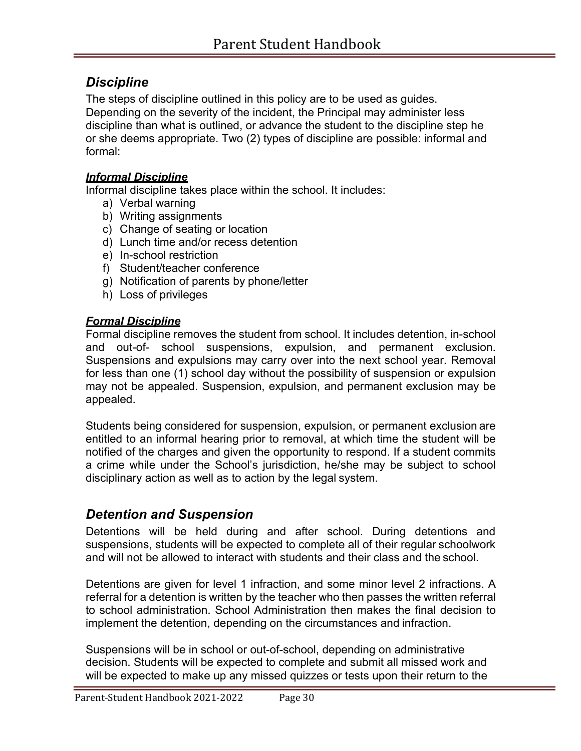## *Discipline*

The steps of discipline outlined in this policy are to be used as guides. Depending on the severity of the incident, the Principal may administer less discipline than what is outlined, or advance the student to the discipline step he or she deems appropriate. Two (2) types of discipline are possible: informal and formal:

### ***Informal Discipline***

Informal discipline takes place within the school. It includes:

a) Verbal warning
b) Writing assignments
c) Change of seating or location
d) Lunch time and/or recess detention
e) In-school restriction
f) Student/teacher conference
g) Notification of parents by phone/letter
h) Loss of privileges

### ***Formal Discipline***

Formal discipline removes the student from school. It includes detention, in-school and out-of- school suspensions, expulsion, and permanent exclusion. Suspensions and expulsions may carry over into the next school year. Removal for less than one (1) school day without the possibility of suspension or expulsion may not be appealed. Suspension, expulsion, and permanent exclusion may be appealed.

Students being considered for suspension, expulsion, or permanent exclusion are entitled to an informal hearing prior to removal, at which time the student will be notified of the charges and given the opportunity to respond. If a student commits a crime while under the School's jurisdiction, he/she may be subject to school disciplinary action as well as to action by the legal system.

## *Detention and Suspension*

Detentions will be held during and after school. During detentions and suspensions, students will be expected to complete all of their regular schoolwork and will not be allowed to interact with students and their class and the school.

Detentions are given for level 1 infraction, and some minor level 2 infractions. A referral for a detention is written by the teacher who then passes the written referral to school administration. School Administration then makes the final decision to implement the detention, depending on the circumstances and infraction.

Suspensions will be in school or out-of-school, depending on administrative decision. Students will be expected to complete and submit all missed work and will be expected to make up any missed quizzes or tests upon their return to the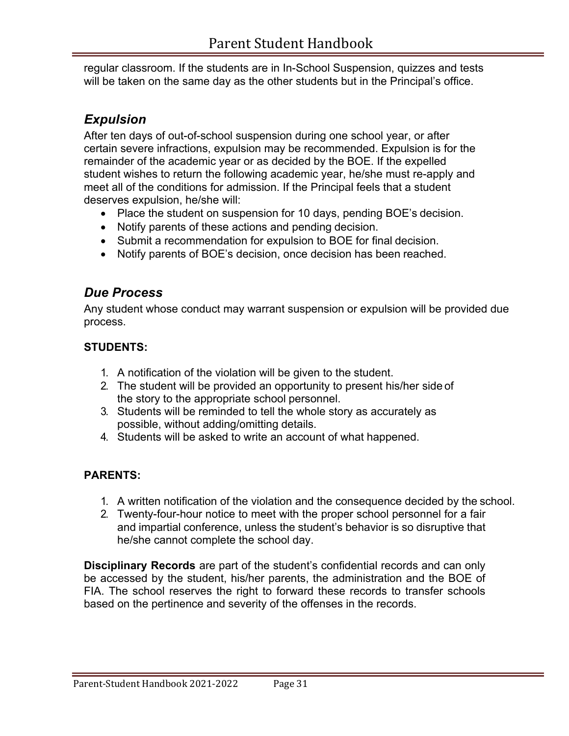regular classroom. If the students are in In-School Suspension, quizzes and tests will be taken on the same day as the other students but in the Principal's office.

## *Expulsion*

After ten days of out-of-school suspension during one school year, or after certain severe infractions, expulsion may be recommended. Expulsion is for the remainder of the academic year or as decided by the BOE. If the expelled student wishes to return the following academic year, he/she must re-apply and meet all of the conditions for admission. If the Principal feels that a student deserves expulsion, he/she will:

- Place the student on suspension for 10 days, pending BOE's decision.
- Notify parents of these actions and pending decision.
- Submit a recommendation for expulsion to BOE for final decision.
- Notify parents of BOE's decision, once decision has been reached.

## *Due Process*

Any student whose conduct may warrant suspension or expulsion will be provided due process.

**STUDENTS:**

1. A notification of the violation will be given to the student.
2. The student will be provided an opportunity to present his/her side of the story to the appropriate school personnel.
3. Students will be reminded to tell the whole story as accurately as possible, without adding/omitting details.
4. Students will be asked to write an account of what happened.

**PARENTS:**

1. A written notification of the violation and the consequence decided by the school.
2. Twenty-four-hour notice to meet with the proper school personnel for a fair and impartial conference, unless the student's behavior is so disruptive that he/she cannot complete the school day.

**Disciplinary Records** are part of the student's confidential records and can only be accessed by the student, his/her parents, the administration and the BOE of FIA. The school reserves the right to forward these records to transfer schools based on the pertinence and severity of the offenses in the records.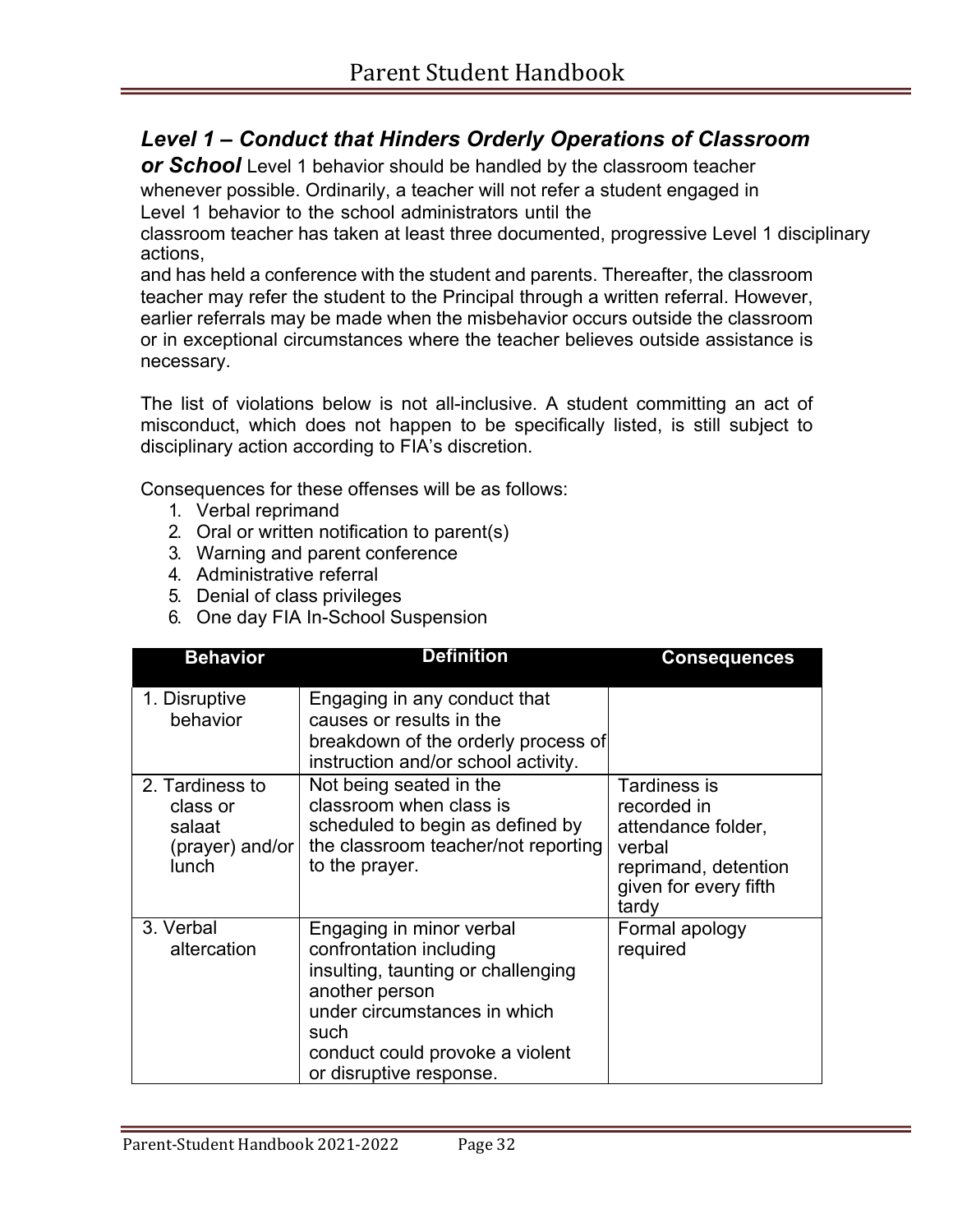### *Level 1 – Conduct that Hinders Orderly Operations of Classroom or School*

Level 1 behavior should be handled by the classroom teacher whenever possible. Ordinarily, a teacher will not refer a student engaged in Level 1 behavior to the school administrators until the classroom teacher has taken at least three documented, progressive Level 1 disciplinary actions, and has held a conference with the student and parents. Thereafter, the classroom teacher may refer the student to the Principal through a written referral. However, earlier referrals may be made when the misbehavior occurs outside the classroom or in exceptional circumstances where the teacher believes outside assistance is necessary.

The list of violations below is not all-inclusive. A student committing an act of misconduct, which does not happen to be specifically listed, is still subject to disciplinary action according to FIA's discretion.

Consequences for these offenses will be as follows:

1. Verbal reprimand
2. Oral or written notification to parent(s)
3. Warning and parent conference
4. Administrative referral
5. Denial of class privileges
6. One day FIA In-School Suspension

| Behavior | Definition | Consequences |
|---|---|---|
| 1. Disruptive behavior | Engaging in any conduct that causes or results in the breakdown of the orderly process of instruction and/or school activity. | |
| 2. Tardiness to class or salaat (prayer) and/or lunch | Not being seated in the classroom when class is scheduled to begin as defined by the classroom teacher/not reporting to the prayer. | Tardiness is recorded in attendance folder, verbal reprimand, detention given for every fifth tardy |
| 3. Verbal altercation | Engaging in minor verbal confrontation including insulting, taunting or challenging another person under circumstances in which such conduct could provoke a violent or disruptive response. | Formal apology required |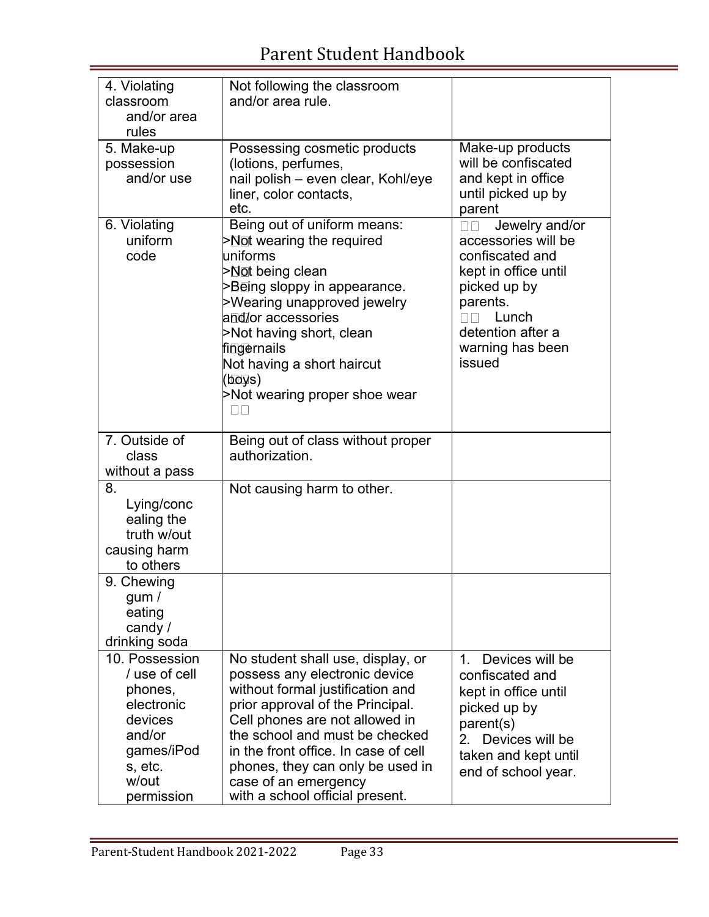| | | |
|---|---|---|
| 4. Violating classroom and/or area rules | Not following the classroom and/or area rule. | |
| 5. Make-up possession and/or use | Possessing cosmetic products (lotions, perfumes, nail polish – even clear, Kohl/eye liner, color contacts, etc. | Make-up products will be confiscated and kept in office until picked up by parent |
| 6. Violating uniform code | Being out of uniform means:<br>>Not wearing the required uniforms<br>>Not being clean<br>>Being sloppy in appearance.<br>>Wearing unapproved jewelry and/or accessories<br>>Not having short, clean fingernails<br>Not having a short haircut (boys)<br>>Not wearing proper shoe wear | Jewelry and/or accessories will be confiscated and kept in office until picked up by parents.<br>Lunch detention after a warning has been issued |
| 7. Outside of class without a pass | Being out of class without proper authorization. | |
| 8. Lying/concealing the truth w/out causing harm to others | Not causing harm to other. | |
| 9. Chewing gum / eating candy / drinking soda | | |
| 10. Possession / use of cell phones, electronic devices and/or games/iPods, etc. w/out permission | No student shall use, display, or possess any electronic device without formal justification and prior approval of the Principal. Cell phones are not allowed in the school and must be checked in the front office. In case of cell phones, they can only be used in case of an emergency with a school official present. | 1. Devices will be confiscated and kept in office until picked up by parent(s)<br>2. Devices will be taken and kept until end of school year. |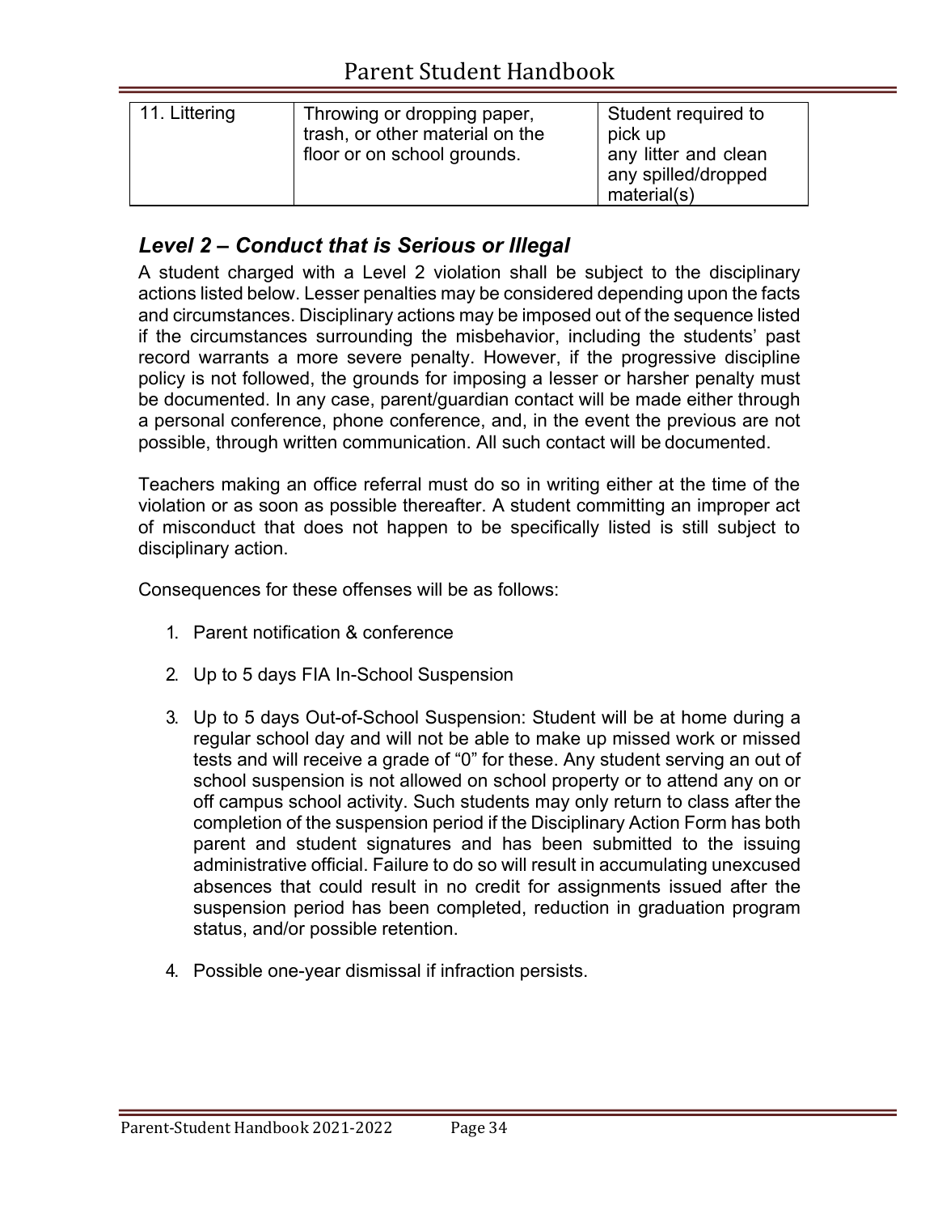| 11. Littering | Throwing or dropping paper, trash, or other material on the floor or on school grounds. | Student required to pick up any litter and clean any spilled/dropped material(s) |
|---|---|---|

## *Level 2 – Conduct that is Serious or Illegal*

A student charged with a Level 2 violation shall be subject to the disciplinary actions listed below. Lesser penalties may be considered depending upon the facts and circumstances. Disciplinary actions may be imposed out of the sequence listed if the circumstances surrounding the misbehavior, including the students' past record warrants a more severe penalty. However, if the progressive discipline policy is not followed, the grounds for imposing a lesser or harsher penalty must be documented. In any case, parent/guardian contact will be made either through a personal conference, phone conference, and, in the event the previous are not possible, through written communication. All such contact will be documented.

Teachers making an office referral must do so in writing either at the time of the violation or as soon as possible thereafter. A student committing an improper act of misconduct that does not happen to be specifically listed is still subject to disciplinary action.

Consequences for these offenses will be as follows:

1. Parent notification & conference
2. Up to 5 days FIA In-School Suspension
3. Up to 5 days Out-of-School Suspension: Student will be at home during a regular school day and will not be able to make up missed work or missed tests and will receive a grade of "0" for these. Any student serving an out of school suspension is not allowed on school property or to attend any on or off campus school activity. Such students may only return to class after the completion of the suspension period if the Disciplinary Action Form has both parent and student signatures and has been submitted to the issuing administrative official. Failure to do so will result in accumulating unexcused absences that could result in no credit for assignments issued after the suspension period has been completed, reduction in graduation program status, and/or possible retention.
4. Possible one-year dismissal if infraction persists.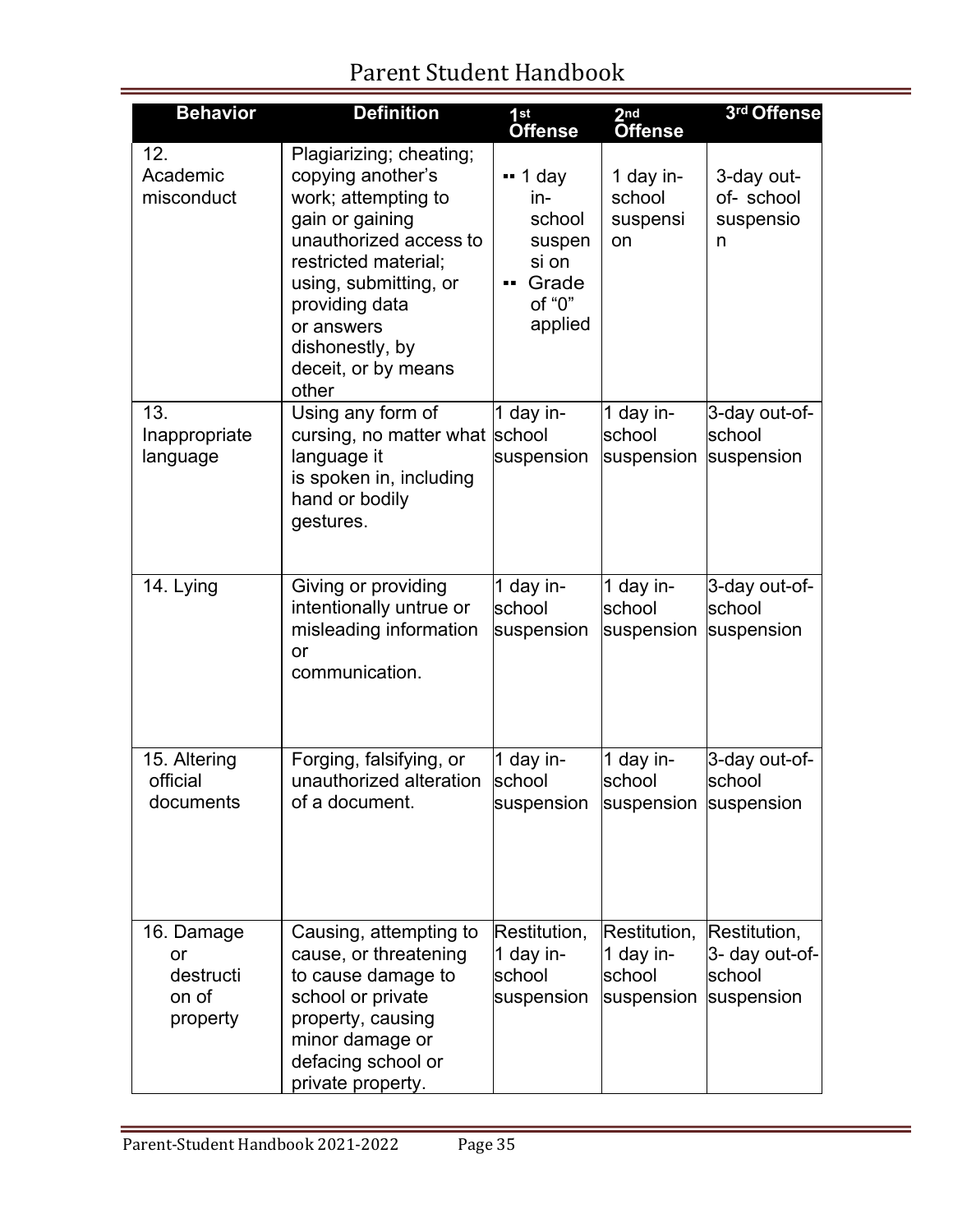| Behavior | Definition | 1st Offense | 2nd Offense | 3rd Offense |
| --- | --- | --- | --- | --- |
| 12. Academic misconduct | Plagiarizing; cheating; copying another's work; attempting to gain or gaining unauthorized access to restricted material; using, submitting, or providing data or answers dishonestly, by deceit, or by means other | • 1 day in-school suspension<br>• Grade of "0" applied | 1 day in-school suspension | 3-day out-of- school suspension |
| 13. Inappropriate language | Using any form of cursing, no matter what language it is spoken in, including hand or bodily gestures. | 1 day in-school suspension | 1 day in-school suspension | 3-day out-of-school suspension |
| 14. Lying | Giving or providing intentionally untrue or misleading information or communication. | 1 day in-school suspension | 1 day in-school suspension | 3-day out-of-school suspension |
| 15. Altering official documents | Forging, falsifying, or unauthorized alteration of a document. | 1 day in-school suspension | 1 day in-school suspension | 3-day out-of-school suspension |
| 16. Damage or destruction of property | Causing, attempting to cause, or threatening to cause damage to school or private property, causing minor damage or defacing school or private property. | Restitution, 1 day in-school suspension | Restitution, 1 day in-school suspension | Restitution, 3- day out-of-school suspension |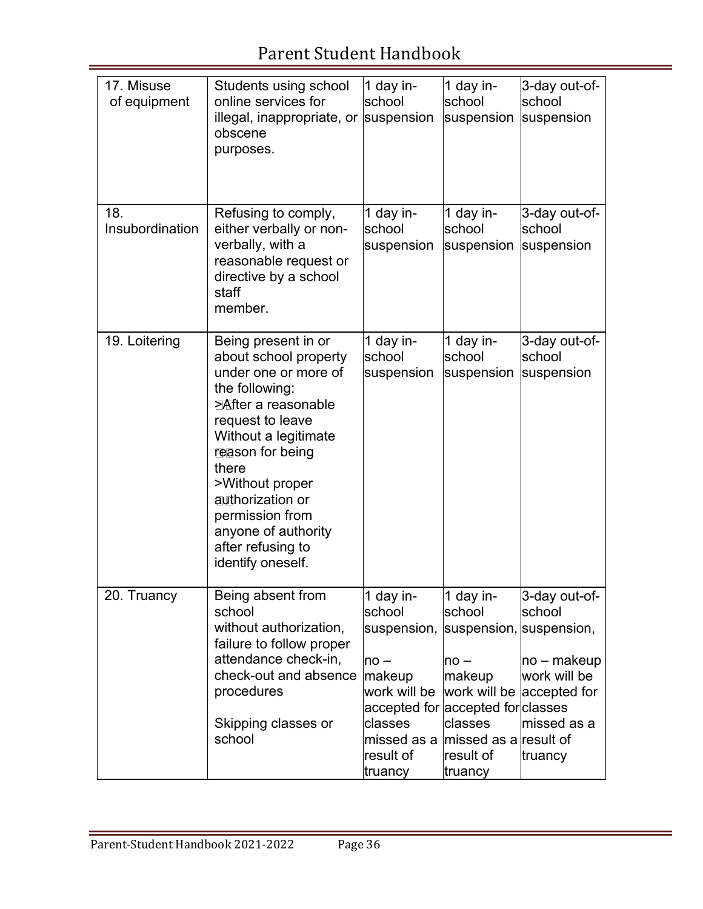| 17. Misuse of equipment | Students using school online services for illegal, inappropriate, or obscene purposes. | 1 day in-school suspension | 1 day in-school suspension | 3-day out-of-school suspension |
|---|---|---|---|---|
| 18. Insubordination | Refusing to comply, either verbally or non-verbally, with a reasonable request or directive by a school staff member. | 1 day in-school suspension | 1 day in-school suspension | 3-day out-of-school suspension |
| 19. Loitering | Being present in or about school property under one or more of the following:<br>>After a reasonable request to leave<br>Without a legitimate reason for being there<br>>Without proper authorization or permission from anyone of authority after refusing to identify oneself. | 1 day in-school suspension | 1 day in-school suspension | 3-day out-of-school suspension |
| 20. Truancy | Being absent from school without authorization, failure to follow proper attendance check-in, check-out and absence procedures<br><br>Skipping classes or school | 1 day in-school suspension,<br><br>no – makeup work will be accepted for classes missed as a result of truancy | 1 day in-school suspension,<br><br>no – makeup work will be accepted for classes missed as a result of truancy | 3-day out-of-school suspension,<br><br>no – makeup work will be accepted for classes missed as a result of truancy |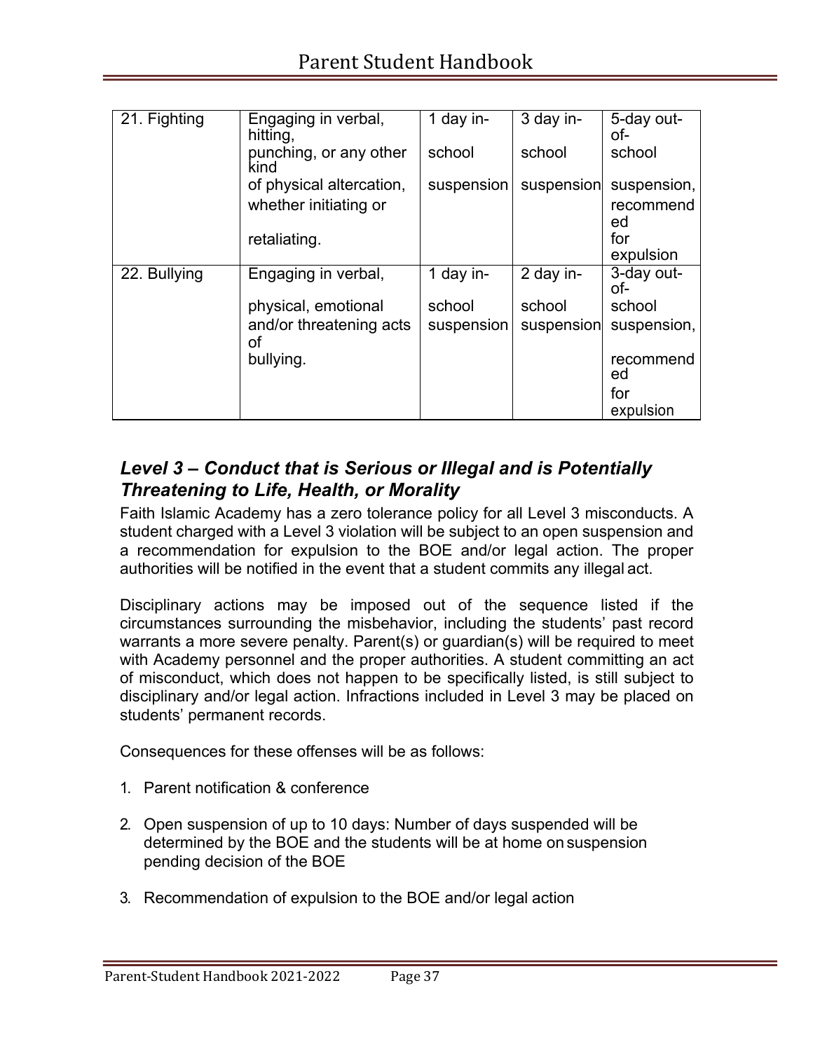| 21. Fighting | Engaging in verbal, hitting, punching, or any other kind of physical altercation, whether initiating or retaliating. | 1 day in-school suspension | 3 day in-school suspension | 5-day out-of-school suspension, recommended for expulsion |
|---|---|---|---|---|
| 22. Bullying | Engaging in verbal, physical, emotional and/or threatening acts of bullying. | 1 day in-school suspension | 2 day in-school suspension | 3-day out-of-school suspension, recommended for expulsion |

## *Level 3 – Conduct that is Serious or Illegal and is Potentially Threatening to Life, Health, or Morality*

Faith Islamic Academy has a zero tolerance policy for all Level 3 misconducts. A student charged with a Level 3 violation will be subject to an open suspension and a recommendation for expulsion to the BOE and/or legal action. The proper authorities will be notified in the event that a student commits any illegal act.

Disciplinary actions may be imposed out of the sequence listed if the circumstances surrounding the misbehavior, including the students' past record warrants a more severe penalty. Parent(s) or guardian(s) will be required to meet with Academy personnel and the proper authorities. A student committing an act of misconduct, which does not happen to be specifically listed, is still subject to disciplinary and/or legal action. Infractions included in Level 3 may be placed on students' permanent records.

Consequences for these offenses will be as follows:

1. Parent notification & conference
2. Open suspension of up to 10 days: Number of days suspended will be determined by the BOE and the students will be at home on suspension pending decision of the BOE
3. Recommendation of expulsion to the BOE and/or legal action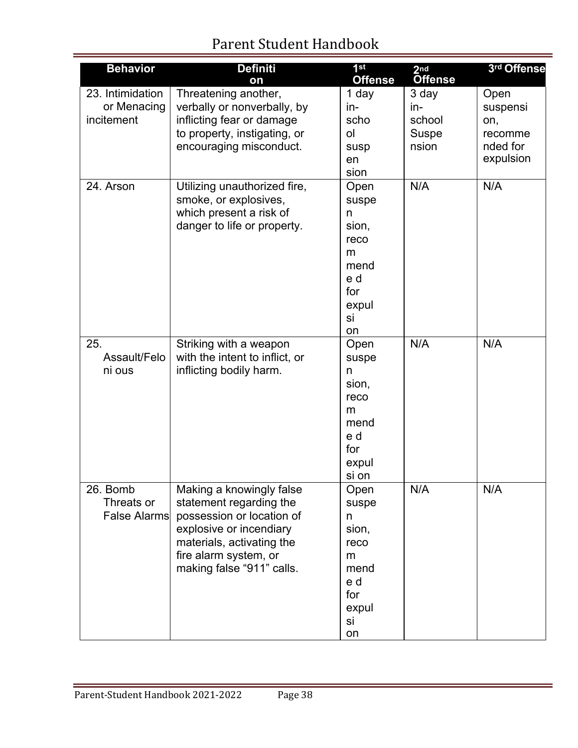| Behavior | Definition | 1st Offense | 2nd Offense | 3rd Offense |
|---|---|---|---|---|
| 23. Intimidation or Menacing incitement | Threatening another, verbally or nonverbally, by inflicting fear or damage to property, instigating, or encouraging misconduct. | 1 day in-school suspension | 3 day in-school Suspension | Open suspension, recommended for expulsion |
| 24. Arson | Utilizing unauthorized fire, smoke, or explosives, which present a risk of danger to life or property. | Open suspension, recommended for expulsion | N/A | N/A |
| 25. Assault/Felonious | Striking with a weapon with the intent to inflict, or inflicting bodily harm. | Open suspension, recommended for expulsion | N/A | N/A |
| 26. Bomb Threats or False Alarms | Making a knowingly false statement regarding the possession or location of explosive or incendiary materials, activating the fire alarm system, or making false "911" calls. | Open suspension, recommended for expulsion | N/A | N/A |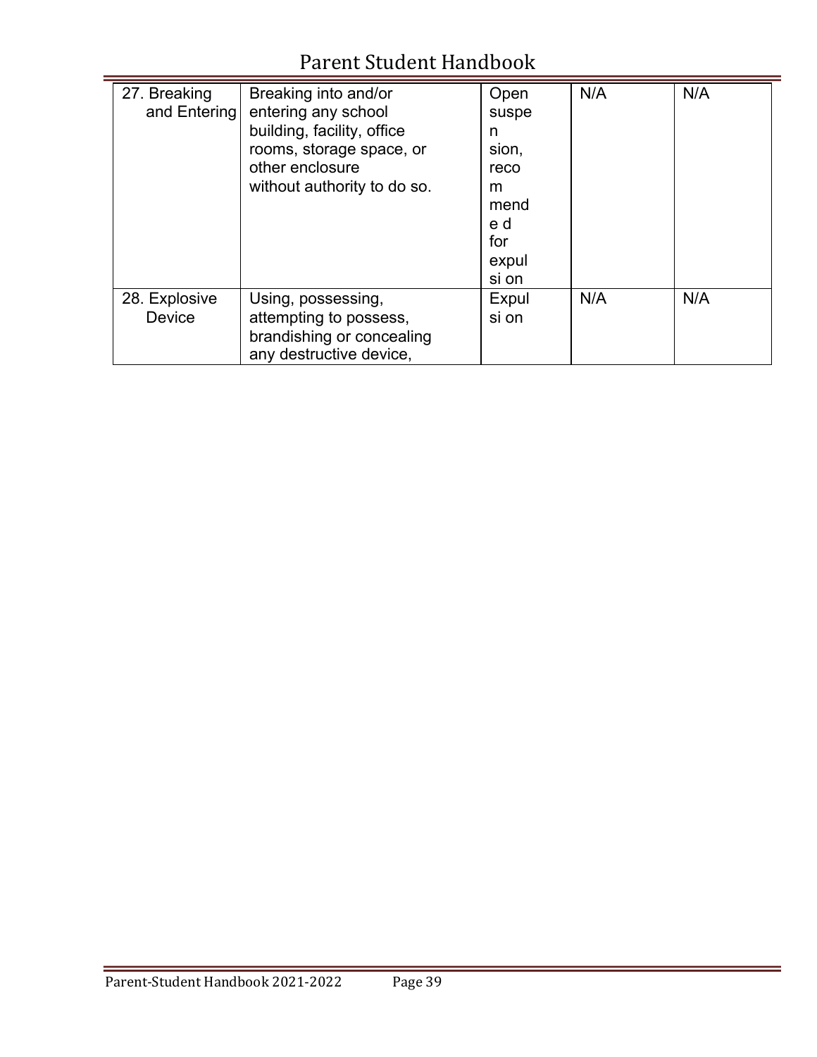| 27. Breaking and Entering | Breaking into and/or entering any school building, facility, office rooms, storage space, or other enclosure without authority to do so. | Open suspension, recommended for expulsion | N/A | N/A |
|---|---|---|---|---|
| 28. Explosive Device | Using, possessing, attempting to possess, brandishing or concealing any destructive device, | Expulsion | N/A | N/A |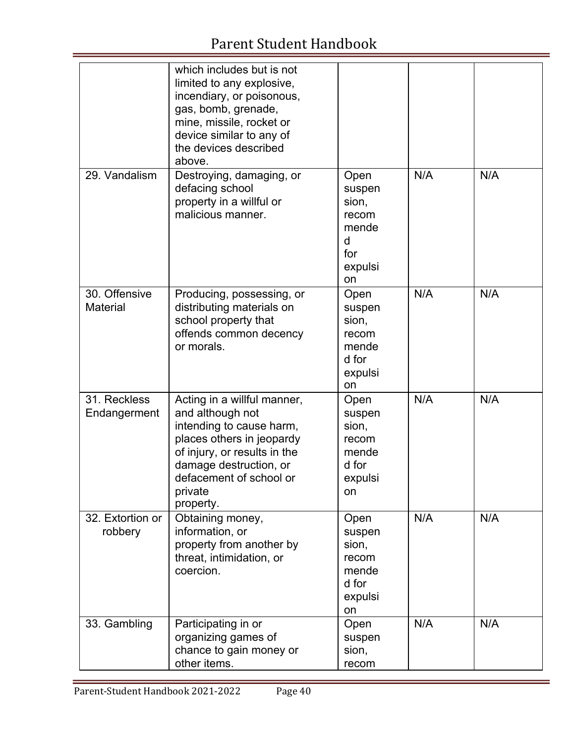| | | | | |
|---|---|---|---|---|
| | which includes but is not limited to any explosive, incendiary, or poisonous, gas, bomb, grenade, mine, missile, rocket or device similar to any of the devices described above. | | | |
| 29. Vandalism | Destroying, damaging, or defacing school property in a willful or malicious manner. | Open suspension, recommended for expulsion | N/A | N/A |
| 30. Offensive Material | Producing, possessing, or distributing materials on school property that offends common decency or morals. | Open suspension, recommended for expulsion | N/A | N/A |
| 31. Reckless Endangerment | Acting in a willful manner, and although not intending to cause harm, places others in jeopardy of injury, or results in the damage destruction, or defacement of school or private property. | Open suspension, recommended for expulsion | N/A | N/A |
| 32. Extortion or robbery | Obtaining money, information, or property from another by threat, intimidation, or coercion. | Open suspension, recommended for expulsion | N/A | N/A |
| 33. Gambling | Participating in or organizing games of chance to gain money or other items. | Open suspension, recom | N/A | N/A |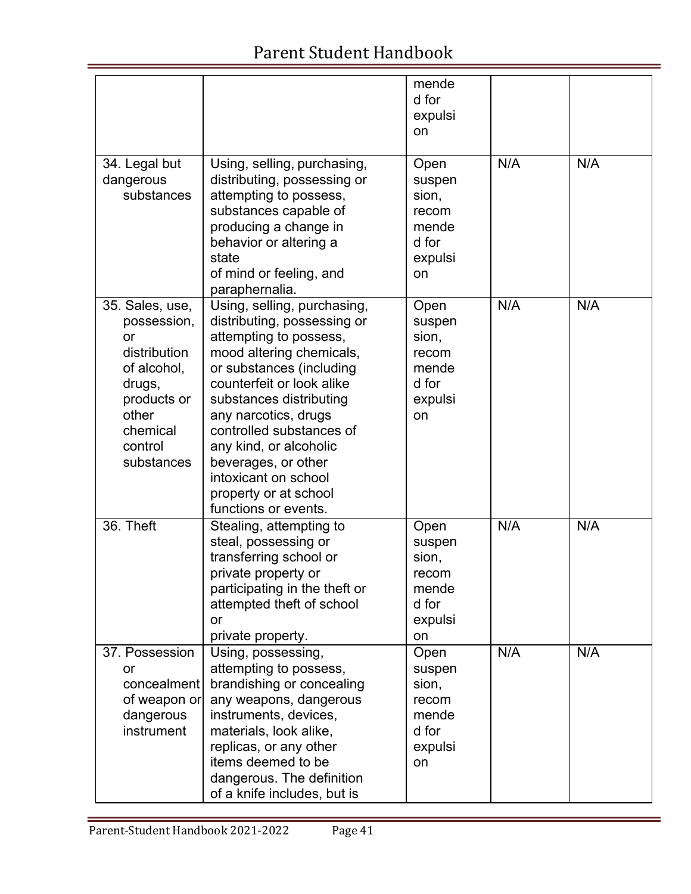| | | | | |
|---|---|---|---|---|
| | | mended for expulsion | | |
| 34. Legal but dangerous substances | Using, selling, purchasing, distributing, possessing or attempting to possess, substances capable of producing a change in behavior or altering a state of mind or feeling, and paraphernalia. | Open suspension, recommended for expulsion | N/A | N/A |
| 35. Sales, use, possession, or distribution of alcohol, drugs, products or other chemical control substances | Using, selling, purchasing, distributing, possessing or attempting to possess, mood altering chemicals, or substances (including counterfeit or look alike substances distributing any narcotics, drugs controlled substances of any kind, or alcoholic beverages, or other intoxicant on school property or at school functions or events. | Open suspension, recommended for expulsion | N/A | N/A |
| 36. Theft | Stealing, attempting to steal, possessing or transferring school or private property or participating in the theft or attempted theft of school or private property. | Open suspension, recommended for expulsion | N/A | N/A |
| 37. Possession or concealment of weapon or dangerous instrument | Using, possessing, attempting to possess, brandishing or concealing any weapons, dangerous instruments, devices, materials, look alike, replicas, or any other items deemed to be dangerous. The definition of a knife includes, but is | Open suspension, recommended for expulsion | N/A | N/A |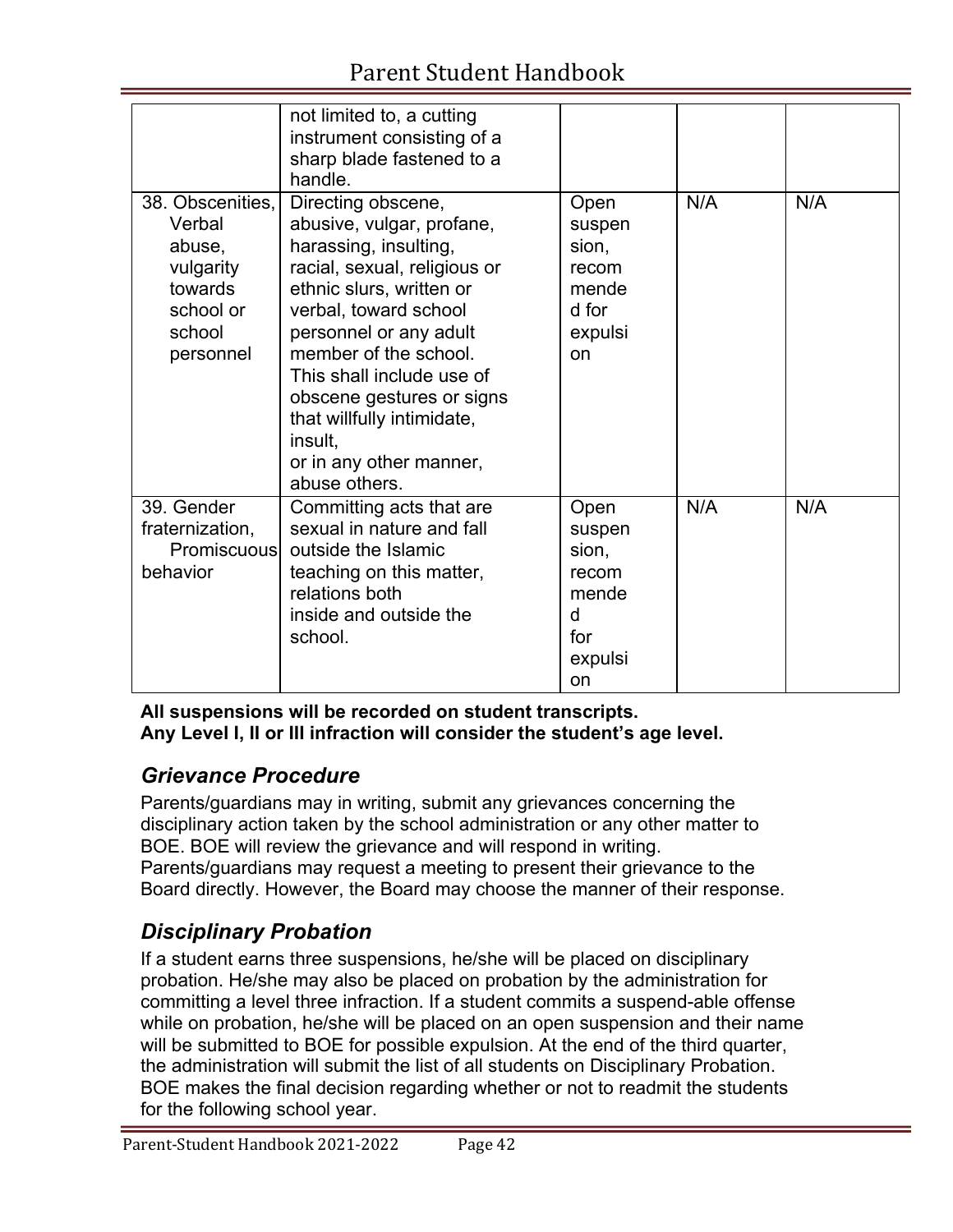| | | | | |
|---|---|---|---|---|
| | not limited to, a cutting instrument consisting of a sharp blade fastened to a handle. | | | |
| 38. Obscenities, Verbal abuse, vulgarity towards school or school personnel | Directing obscene, abusive, vulgar, profane, harassing, insulting, racial, sexual, religious or ethnic slurs, written or verbal, toward school personnel or any adult member of the school. This shall include use of obscene gestures or signs that willfully intimidate, insult, or in any other manner, abuse others. | Open suspension, recommended for expulsion | N/A | N/A |
| 39. Gender fraternization, Promiscuous behavior | Committing acts that are sexual in nature and fall outside the Islamic teaching on this matter, relations both inside and outside the school. | Open suspension, recommended for expulsion | N/A | N/A |

**All suspensions will be recorded on student transcripts.**
**Any Level I, II or III infraction will consider the student's age level.**

## *Grievance Procedure*

Parents/guardians may in writing, submit any grievances concerning the disciplinary action taken by the school administration or any other matter to BOE. BOE will review the grievance and will respond in writing. Parents/guardians may request a meeting to present their grievance to the Board directly. However, the Board may choose the manner of their response.

## *Disciplinary Probation*

If a student earns three suspensions, he/she will be placed on disciplinary probation. He/she may also be placed on probation by the administration for committing a level three infraction. If a student commits a suspend-able offense while on probation, he/she will be placed on an open suspension and their name will be submitted to BOE for possible expulsion. At the end of the third quarter, the administration will submit the list of all students on Disciplinary Probation. BOE makes the final decision regarding whether or not to readmit the students for the following school year.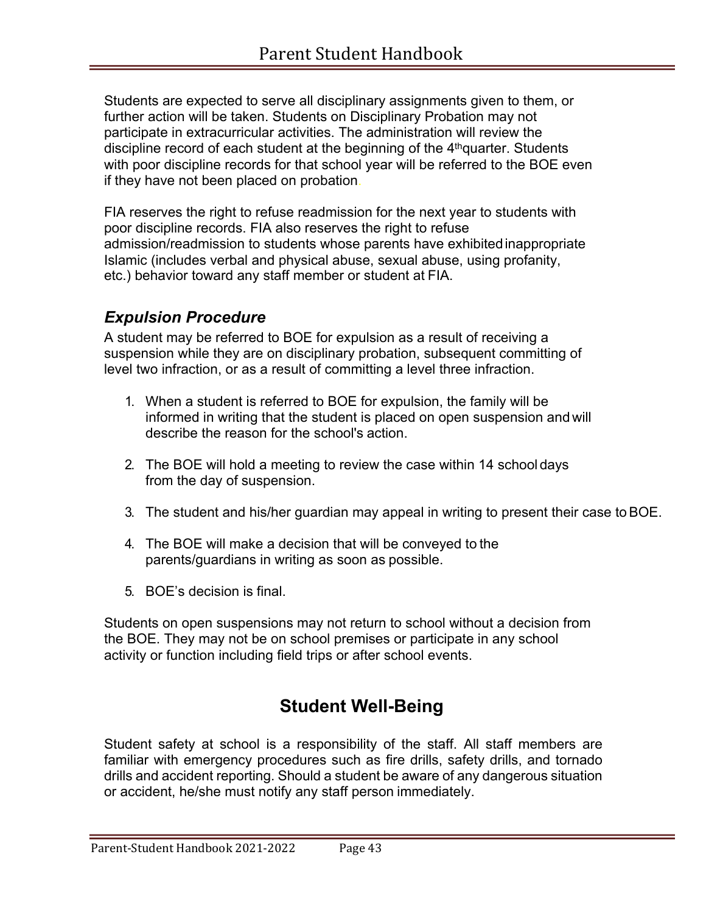Students are expected to serve all disciplinary assignments given to them, or further action will be taken. Students on Disciplinary Probation may not participate in extracurricular activities. The administration will review the discipline record of each student at the beginning of the 4th quarter. Students with poor discipline records for that school year will be referred to the BOE even if they have not been placed on probation.

FIA reserves the right to refuse readmission for the next year to students with poor discipline records. FIA also reserves the right to refuse admission/readmission to students whose parents have exhibited inappropriate Islamic (includes verbal and physical abuse, sexual abuse, using profanity, etc.) behavior toward any staff member or student at FIA.

### *Expulsion Procedure*

A student may be referred to BOE for expulsion as a result of receiving a suspension while they are on disciplinary probation, subsequent committing of level two infraction, or as a result of committing a level three infraction.

1. When a student is referred to BOE for expulsion, the family will be informed in writing that the student is placed on open suspension and will describe the reason for the school's action.
2. The BOE will hold a meeting to review the case within 14 school days from the day of suspension.
3. The student and his/her guardian may appeal in writing to present their case to BOE.
4. The BOE will make a decision that will be conveyed to the parents/guardians in writing as soon as possible.
5. BOE's decision is final.

Students on open suspensions may not return to school without a decision from the BOE. They may not be on school premises or participate in any school activity or function including field trips or after school events.

## Student Well-Being

Student safety at school is a responsibility of the staff. All staff members are familiar with emergency procedures such as fire drills, safety drills, and tornado drills and accident reporting. Should a student be aware of any dangerous situation or accident, he/she must notify any staff person immediately.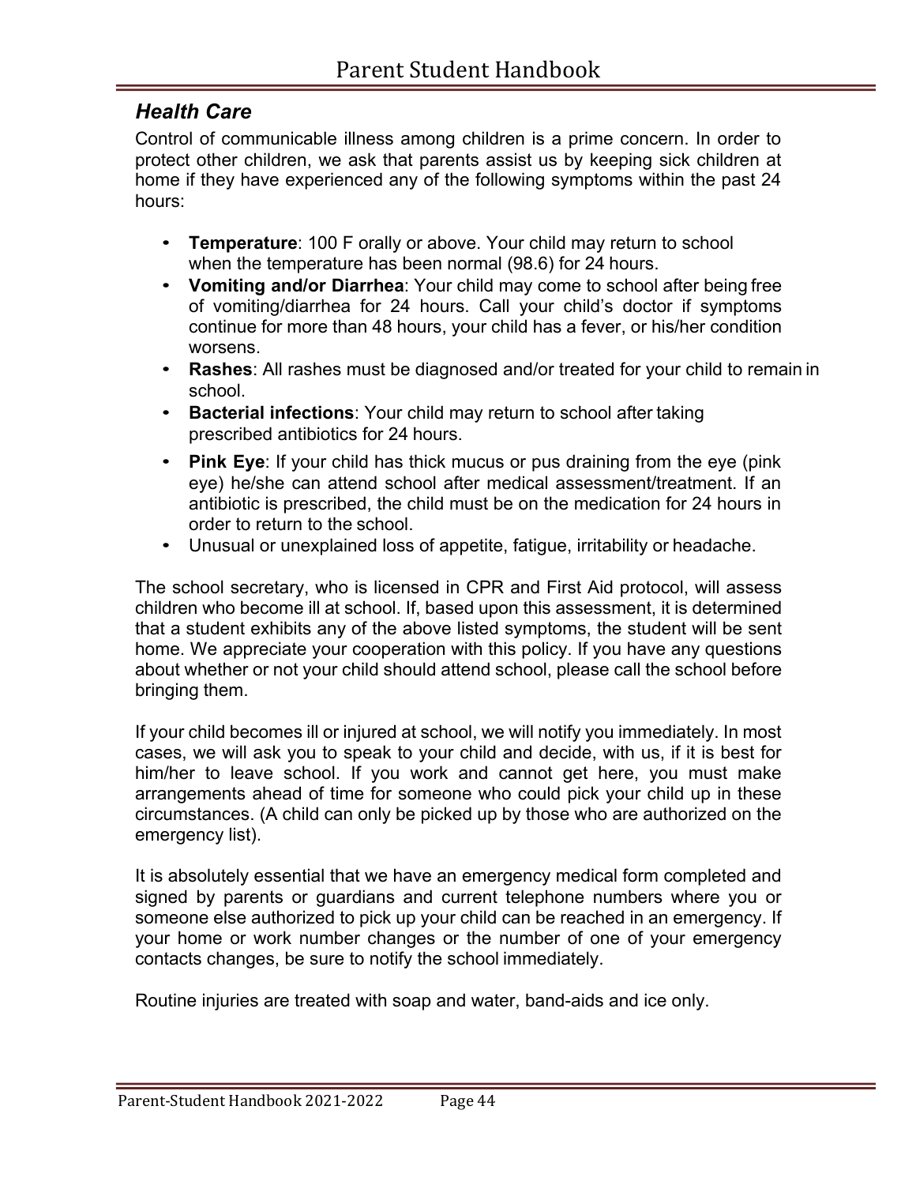## *Health Care*

Control of communicable illness among children is a prime concern. In order to protect other children, we ask that parents assist us by keeping sick children at home if they have experienced any of the following symptoms within the past 24 hours:

- **Temperature**: 100 F orally or above. Your child may return to school when the temperature has been normal (98.6) for 24 hours.
- **Vomiting and/or Diarrhea**: Your child may come to school after being free of vomiting/diarrhea for 24 hours. Call your child's doctor if symptoms continue for more than 48 hours, your child has a fever, or his/her condition worsens.
- **Rashes**: All rashes must be diagnosed and/or treated for your child to remain in school.
- **Bacterial infections**: Your child may return to school after taking prescribed antibiotics for 24 hours.
- **Pink Eye**: If your child has thick mucus or pus draining from the eye (pink eye) he/she can attend school after medical assessment/treatment. If an antibiotic is prescribed, the child must be on the medication for 24 hours in order to return to the school.
- Unusual or unexplained loss of appetite, fatigue, irritability or headache.

The school secretary, who is licensed in CPR and First Aid protocol, will assess children who become ill at school. If, based upon this assessment, it is determined that a student exhibits any of the above listed symptoms, the student will be sent home. We appreciate your cooperation with this policy. If you have any questions about whether or not your child should attend school, please call the school before bringing them.

If your child becomes ill or injured at school, we will notify you immediately. In most cases, we will ask you to speak to your child and decide, with us, if it is best for him/her to leave school. If you work and cannot get here, you must make arrangements ahead of time for someone who could pick your child up in these circumstances. (A child can only be picked up by those who are authorized on the emergency list).

It is absolutely essential that we have an emergency medical form completed and signed by parents or guardians and current telephone numbers where you or someone else authorized to pick up your child can be reached in an emergency. If your home or work number changes or the number of one of your emergency contacts changes, be sure to notify the school immediately.

Routine injuries are treated with soap and water, band-aids and ice only.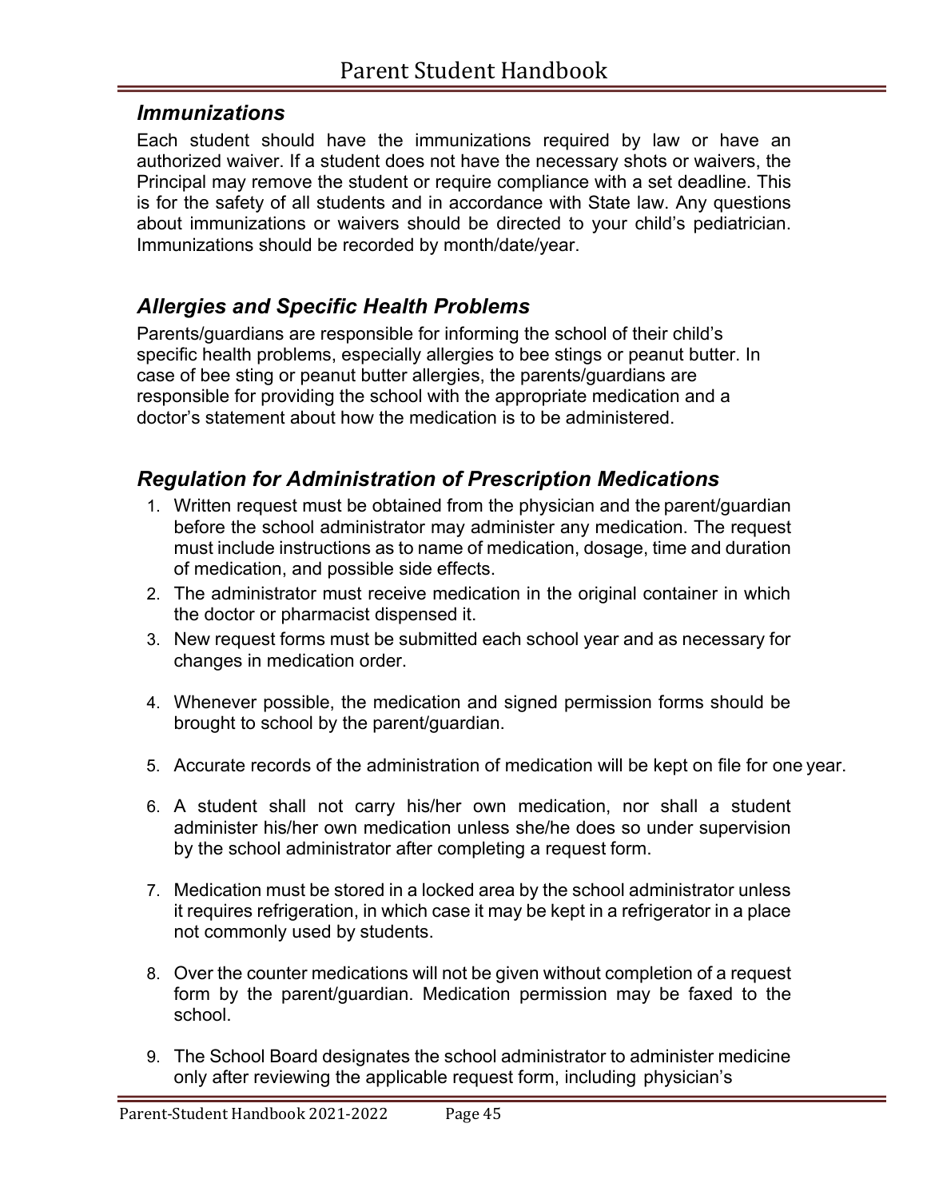## *Immunizations*

Each student should have the immunizations required by law or have an authorized waiver. If a student does not have the necessary shots or waivers, the Principal may remove the student or require compliance with a set deadline. This is for the safety of all students and in accordance with State law. Any questions about immunizations or waivers should be directed to your child's pediatrician. Immunizations should be recorded by month/date/year.

## *Allergies and Specific Health Problems*

Parents/guardians are responsible for informing the school of their child's specific health problems, especially allergies to bee stings or peanut butter. In case of bee sting or peanut butter allergies, the parents/guardians are responsible for providing the school with the appropriate medication and a doctor's statement about how the medication is to be administered.

## *Regulation for Administration of Prescription Medications*

1. Written request must be obtained from the physician and the parent/guardian before the school administrator may administer any medication. The request must include instructions as to name of medication, dosage, time and duration of medication, and possible side effects.
2. The administrator must receive medication in the original container in which the doctor or pharmacist dispensed it.
3. New request forms must be submitted each school year and as necessary for changes in medication order.
4. Whenever possible, the medication and signed permission forms should be brought to school by the parent/guardian.
5. Accurate records of the administration of medication will be kept on file for one year.
6. A student shall not carry his/her own medication, nor shall a student administer his/her own medication unless she/he does so under supervision by the school administrator after completing a request form.
7. Medication must be stored in a locked area by the school administrator unless it requires refrigeration, in which case it may be kept in a refrigerator in a place not commonly used by students.
8. Over the counter medications will not be given without completion of a request form by the parent/guardian. Medication permission may be faxed to the school.
9. The School Board designates the school administrator to administer medicine only after reviewing the applicable request form, including physician's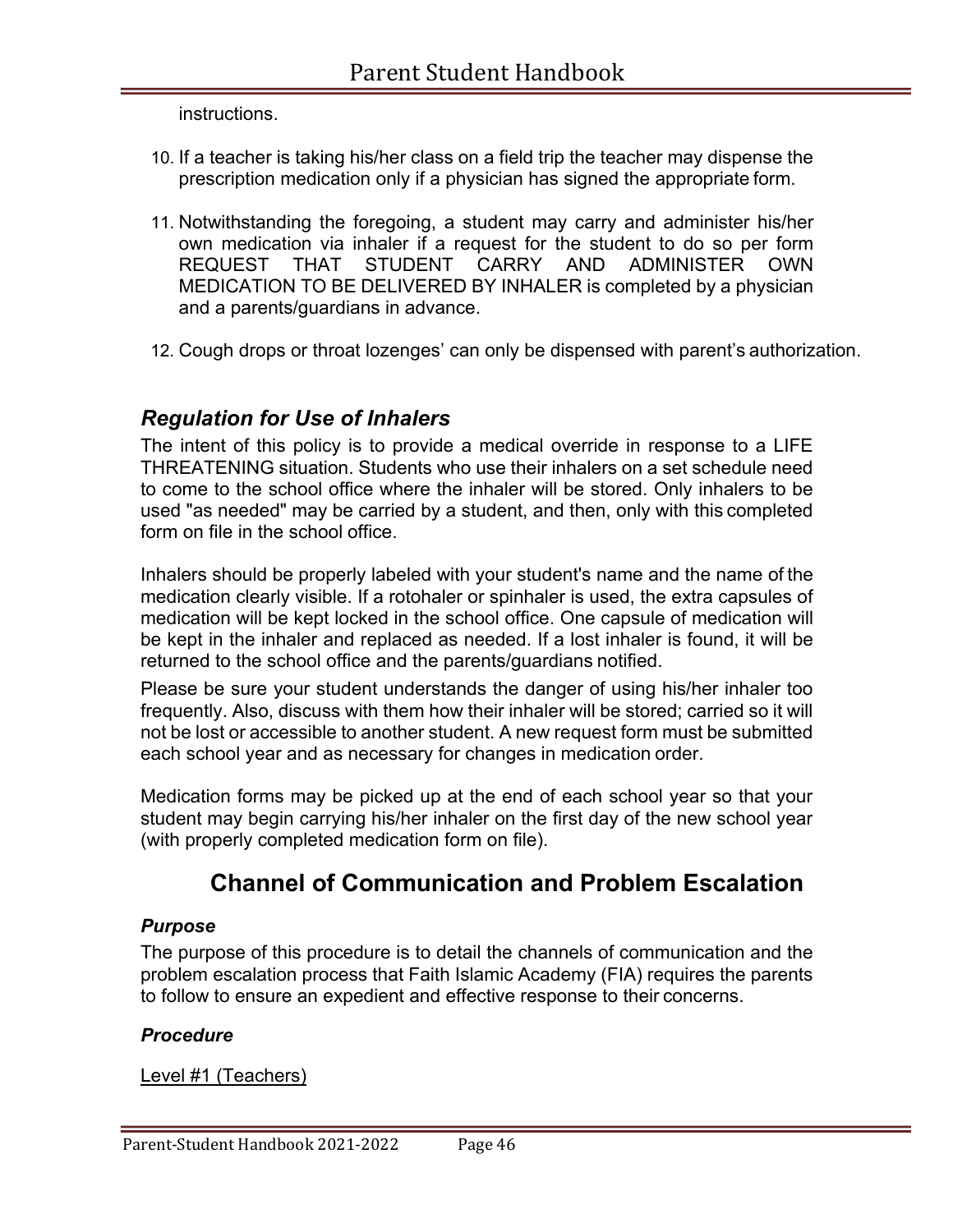instructions.

10. If a teacher is taking his/her class on a field trip the teacher may dispense the prescription medication only if a physician has signed the appropriate form.

11. Notwithstanding the foregoing, a student may carry and administer his/her own medication via inhaler if a request for the student to do so per form REQUEST THAT STUDENT CARRY AND ADMINISTER OWN MEDICATION TO BE DELIVERED BY INHALER is completed by a physician and a parents/guardians in advance.

12. Cough drops or throat lozenges' can only be dispensed with parent's authorization.

### *Regulation for Use of Inhalers*

The intent of this policy is to provide a medical override in response to a LIFE THREATENING situation. Students who use their inhalers on a set schedule need to come to the school office where the inhaler will be stored. Only inhalers to be used "as needed" may be carried by a student, and then, only with this completed form on file in the school office.

Inhalers should be properly labeled with your student's name and the name of the medication clearly visible. If a rotohaler or spinhaler is used, the extra capsules of medication will be kept locked in the school office. One capsule of medication will be kept in the inhaler and replaced as needed. If a lost inhaler is found, it will be returned to the school office and the parents/guardians notified.

Please be sure your student understands the danger of using his/her inhaler too frequently. Also, discuss with them how their inhaler will be stored; carried so it will not be lost or accessible to another student. A new request form must be submitted each school year and as necessary for changes in medication order.

Medication forms may be picked up at the end of each school year so that your student may begin carrying his/her inhaler on the first day of the new school year (with properly completed medication form on file).

## Channel of Communication and Problem Escalation

#### *Purpose*

The purpose of this procedure is to detail the channels of communication and the problem escalation process that Faith Islamic Academy (FIA) requires the parents to follow to ensure an expedient and effective response to their concerns.

#### *Procedure*

Level #1 (Teachers)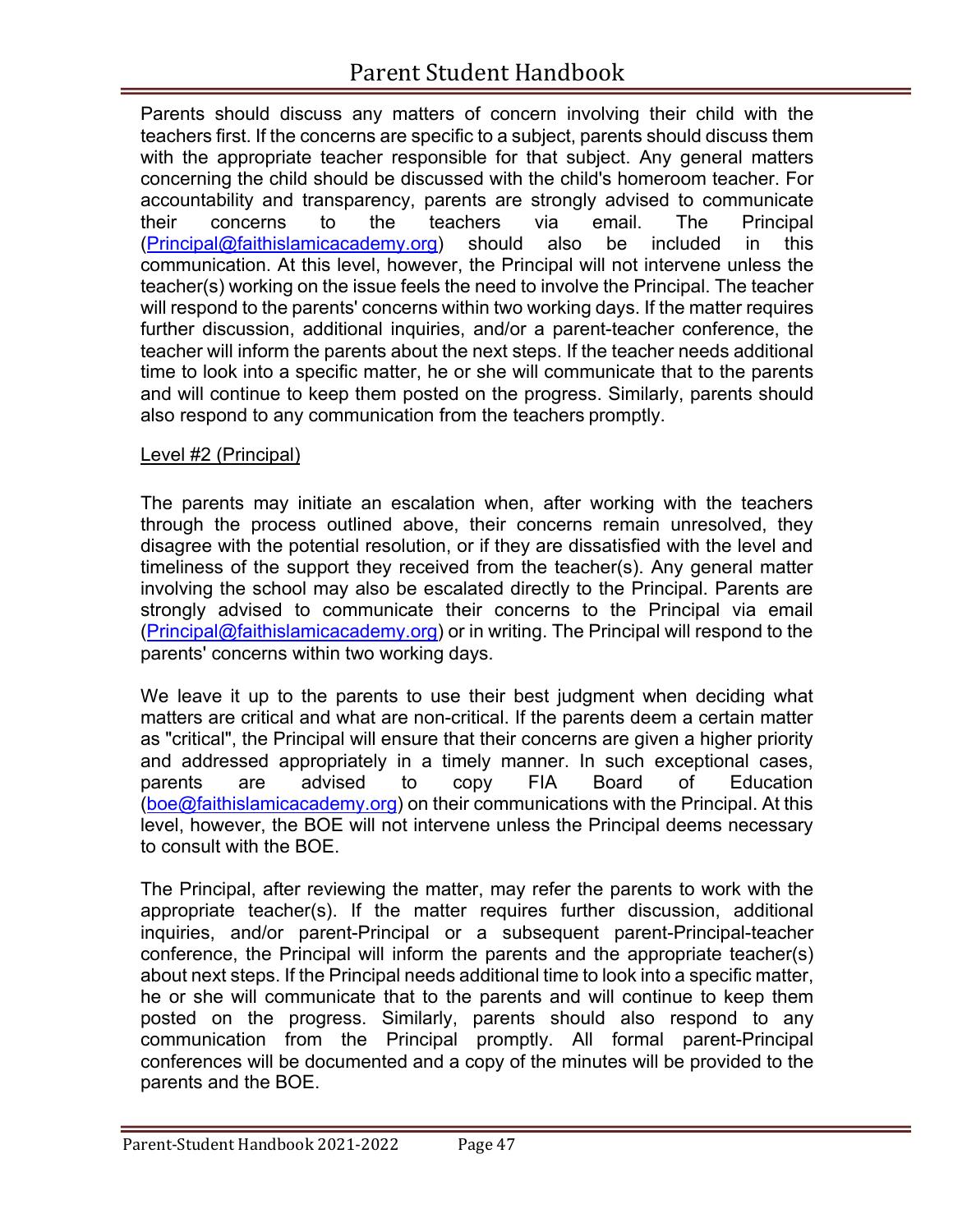Parents should discuss any matters of concern involving their child with the teachers first. If the concerns are specific to a subject, parents should discuss them with the appropriate teacher responsible for that subject. Any general matters concerning the child should be discussed with the child's homeroom teacher. For accountability and transparency, parents are strongly advised to communicate their concerns to the teachers via email. The Principal (Principal@faithislamicacademy.org) should also be included in this communication. At this level, however, the Principal will not intervene unless the teacher(s) working on the issue feels the need to involve the Principal. The teacher will respond to the parents' concerns within two working days. If the matter requires further discussion, additional inquiries, and/or a parent-teacher conference, the teacher will inform the parents about the next steps. If the teacher needs additional time to look into a specific matter, he or she will communicate that to the parents and will continue to keep them posted on the progress. Similarly, parents should also respond to any communication from the teachers promptly.

Level #2 (Principal)

The parents may initiate an escalation when, after working with the teachers through the process outlined above, their concerns remain unresolved, they disagree with the potential resolution, or if they are dissatisfied with the level and timeliness of the support they received from the teacher(s). Any general matter involving the school may also be escalated directly to the Principal. Parents are strongly advised to communicate their concerns to the Principal via email (Principal@faithislamicacademy.org) or in writing. The Principal will respond to the parents' concerns within two working days.

We leave it up to the parents to use their best judgment when deciding what matters are critical and what are non-critical. If the parents deem a certain matter as "critical", the Principal will ensure that their concerns are given a higher priority and addressed appropriately in a timely manner. In such exceptional cases, parents are advised to copy FIA Board of Education (boe@faithislamicacademy.org) on their communications with the Principal. At this level, however, the BOE will not intervene unless the Principal deems necessary to consult with the BOE.

The Principal, after reviewing the matter, may refer the parents to work with the appropriate teacher(s). If the matter requires further discussion, additional inquiries, and/or parent-Principal or a subsequent parent-Principal-teacher conference, the Principal will inform the parents and the appropriate teacher(s) about next steps. If the Principal needs additional time to look into a specific matter, he or she will communicate that to the parents and will continue to keep them posted on the progress. Similarly, parents should also respond to any communication from the Principal promptly. All formal parent-Principal conferences will be documented and a copy of the minutes will be provided to the parents and the BOE.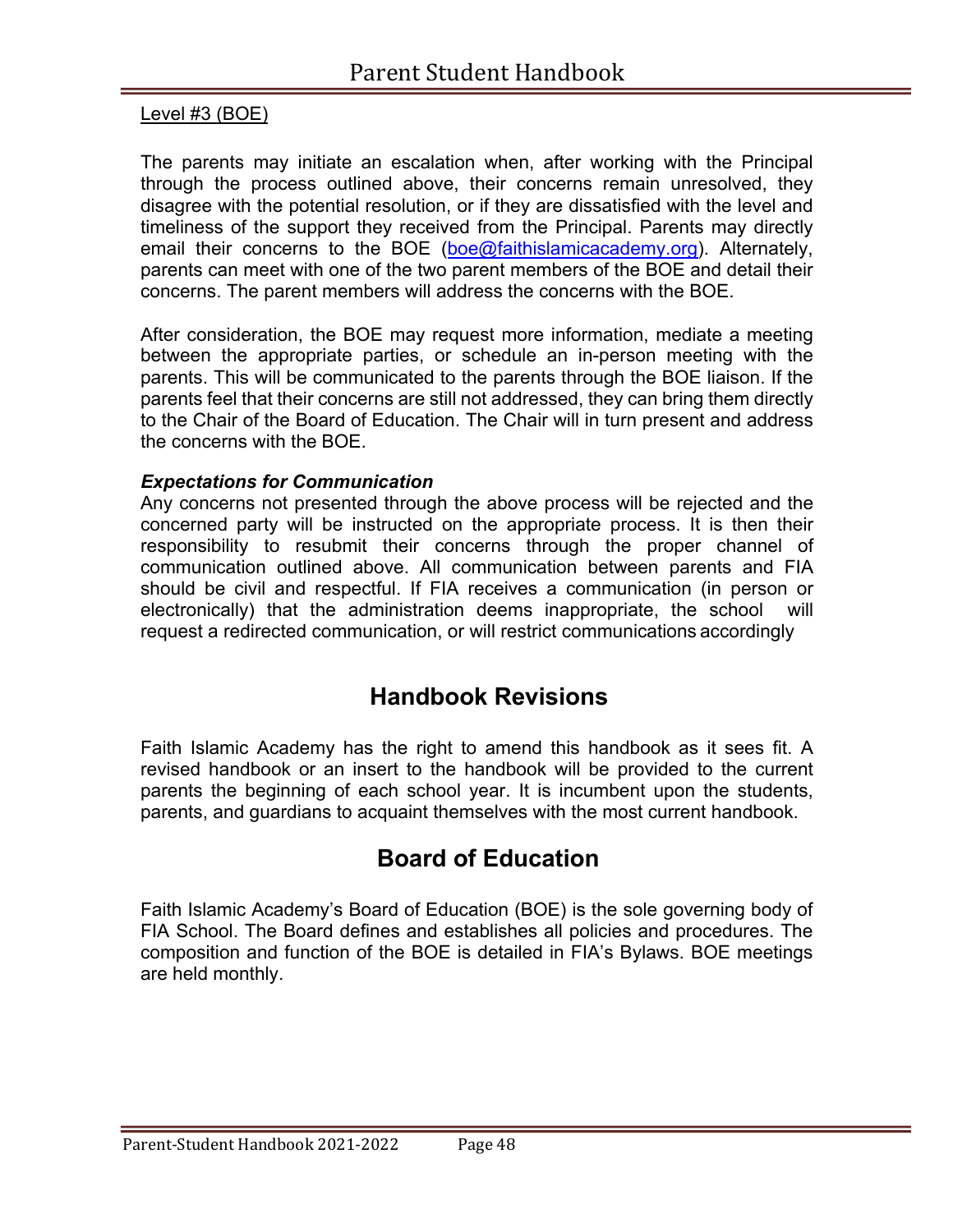Level #3 (BOE)

The parents may initiate an escalation when, after working with the Principal through the process outlined above, their concerns remain unresolved, they disagree with the potential resolution, or if they are dissatisfied with the level and timeliness of the support they received from the Principal. Parents may directly email their concerns to the BOE (boe@faithislamicacademy.org). Alternately, parents can meet with one of the two parent members of the BOE and detail their concerns. The parent members will address the concerns with the BOE.

After consideration, the BOE may request more information, mediate a meeting between the appropriate parties, or schedule an in-person meeting with the parents. This will be communicated to the parents through the BOE liaison. If the parents feel that their concerns are still not addressed, they can bring them directly to the Chair of the Board of Education. The Chair will in turn present and address the concerns with the BOE.

***Expectations for Communication***

Any concerns not presented through the above process will be rejected and the concerned party will be instructed on the appropriate process. It is then their responsibility to resubmit their concerns through the proper channel of communication outlined above. All communication between parents and FIA should be civil and respectful. If FIA receives a communication (in person or electronically) that the administration deems inappropriate, the school will request a redirected communication, or will restrict communications accordingly

## Handbook Revisions

Faith Islamic Academy has the right to amend this handbook as it sees fit. A revised handbook or an insert to the handbook will be provided to the current parents the beginning of each school year. It is incumbent upon the students, parents, and guardians to acquaint themselves with the most current handbook.

## Board of Education

Faith Islamic Academy's Board of Education (BOE) is the sole governing body of FIA School. The Board defines and establishes all policies and procedures. The composition and function of the BOE is detailed in FIA's Bylaws. BOE meetings are held monthly.